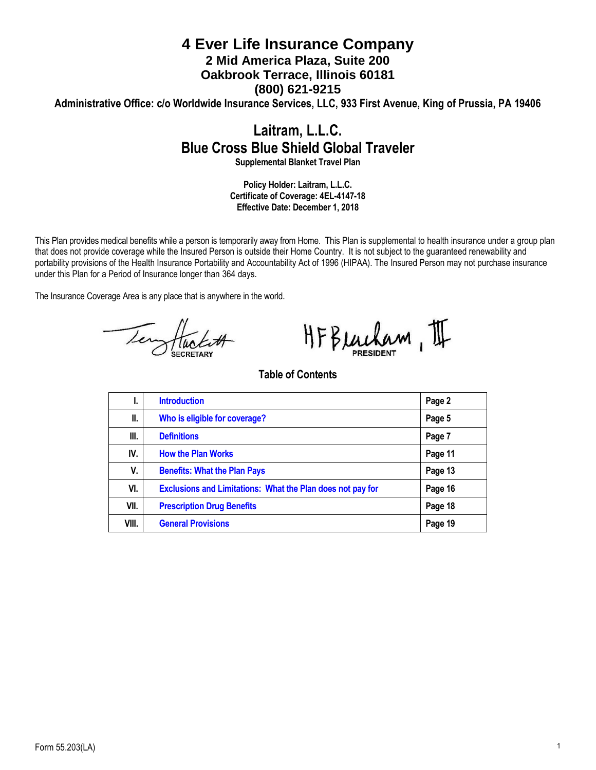# 4 Ever Life Insurance Company

**2 Mid America Plaza, Suite 200**
**Oakbrook Terrace, Illinois 60181**
**(800) 621-9215**

**Administrative Office: c/o Worldwide Insurance Services, LLC, 933 First Avenue, King of Prussia, PA 19406**

## Laitram, L.L.C.
## Blue Cross Blue Shield Global Traveler

**Supplemental Blanket Travel Plan**

**Policy Holder: Laitram, L.L.C.**
**Certificate of Coverage: 4EL-4147-18**
**Effective Date: December 1, 2018**

This Plan provides medical benefits while a person is temporarily away from Home. This Plan is supplemental to health insurance under a group plan that does not provide coverage while the Insured Person is outside their Home Country. It is not subject to the guaranteed renewability and portability provisions of the Health Insurance Portability and Accountability Act of 1996 (HIPAA). The Insured Person may not purchase insurance under this Plan for a Period of Insurance longer than 364 days.

The Insurance Coverage Area is any place that is anywhere in the world.

SECRETARY

PRESIDENT

### Table of Contents

| | | |
|---|---|---|
| I. | Introduction | Page 2 |
| II. | Who is eligible for coverage? | Page 5 |
| III. | Definitions | Page 7 |
| IV. | How the Plan Works | Page 11 |
| V. | Benefits: What the Plan Pays | Page 13 |
| VI. | Exclusions and Limitations: What the Plan does not pay for | Page 16 |
| VII. | Prescription Drug Benefits | Page 18 |
| VIII. | General Provisions | Page 19 |

Form 55.203(LA)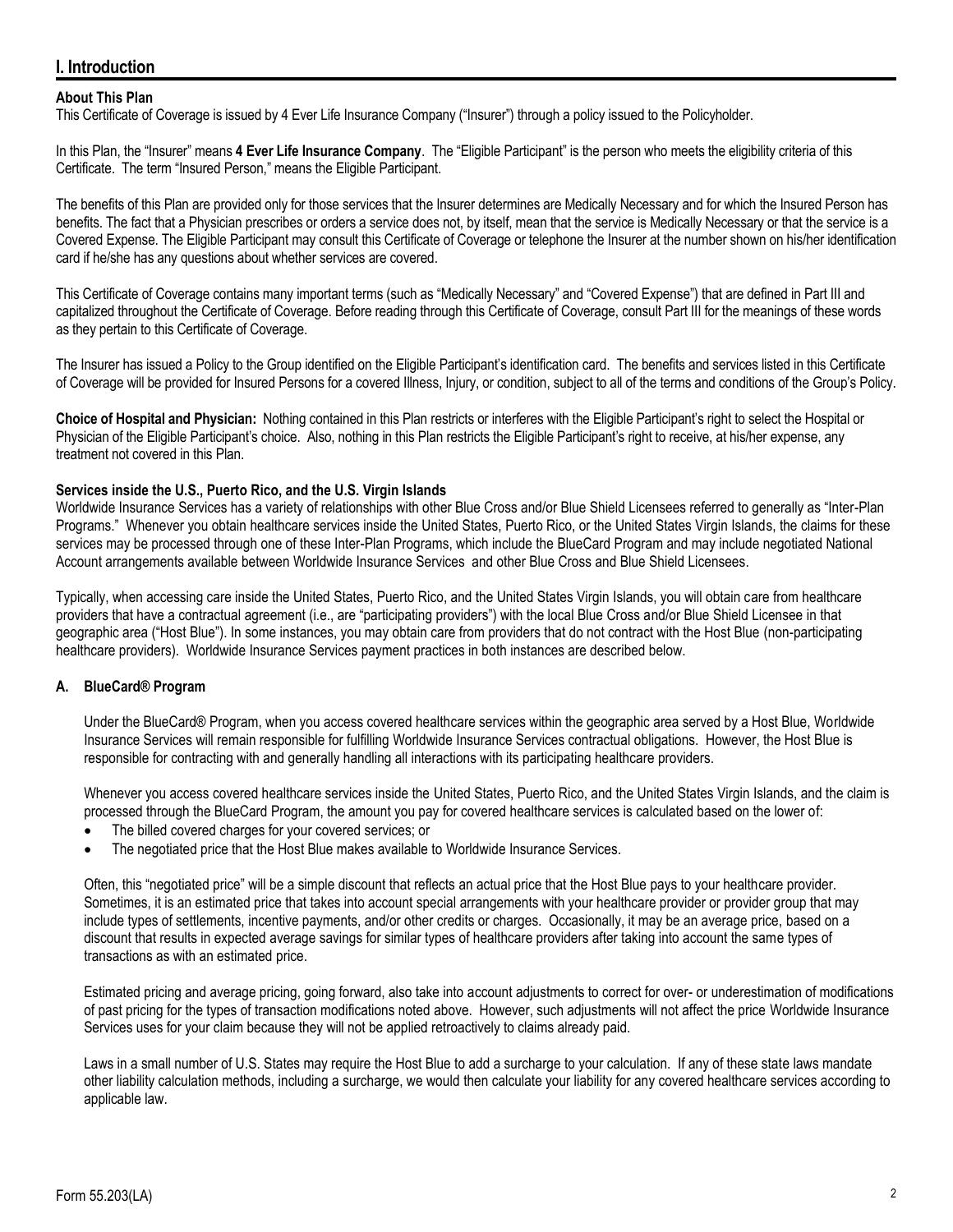## I. Introduction

**About This Plan**
This Certificate of Coverage is issued by 4 Ever Life Insurance Company ("Insurer") through a policy issued to the Policyholder.

In this Plan, the "Insurer" means **4 Ever Life Insurance Company**. The "Eligible Participant" is the person who meets the eligibility criteria of this Certificate. The term "Insured Person," means the Eligible Participant.

The benefits of this Plan are provided only for those services that the Insurer determines are Medically Necessary and for which the Insured Person has benefits. The fact that a Physician prescribes or orders a service does not, by itself, mean that the service is Medically Necessary or that the service is a Covered Expense. The Eligible Participant may consult this Certificate of Coverage or telephone the Insurer at the number shown on his/her identification card if he/she has any questions about whether services are covered.

This Certificate of Coverage contains many important terms (such as "Medically Necessary" and "Covered Expense") that are defined in Part III and capitalized throughout the Certificate of Coverage. Before reading through this Certificate of Coverage, consult Part III for the meanings of these words as they pertain to this Certificate of Coverage.

The Insurer has issued a Policy to the Group identified on the Eligible Participant's identification card. The benefits and services listed in this Certificate of Coverage will be provided for Insured Persons for a covered Illness, Injury, or condition, subject to all of the terms and conditions of the Group's Policy.

**Choice of Hospital and Physician:** Nothing contained in this Plan restricts or interferes with the Eligible Participant's right to select the Hospital or Physician of the Eligible Participant's choice. Also, nothing in this Plan restricts the Eligible Participant's right to receive, at his/her expense, any treatment not covered in this Plan.

**Services inside the U.S., Puerto Rico, and the U.S. Virgin Islands**
Worldwide Insurance Services has a variety of relationships with other Blue Cross and/or Blue Shield Licensees referred to generally as "Inter-Plan Programs." Whenever you obtain healthcare services inside the United States, Puerto Rico, or the United States Virgin Islands, the claims for these services may be processed through one of these Inter-Plan Programs, which include the BlueCard Program and may include negotiated National Account arrangements available between Worldwide Insurance Services and other Blue Cross and Blue Shield Licensees.

Typically, when accessing care inside the United States, Puerto Rico, and the United States Virgin Islands, you will obtain care from healthcare providers that have a contractual agreement (i.e., are "participating providers") with the local Blue Cross and/or Blue Shield Licensee in that geographic area ("Host Blue"). In some instances, you may obtain care from providers that do not contract with the Host Blue (non-participating healthcare providers). Worldwide Insurance Services payment practices in both instances are described below.

### A. BlueCard® Program

Under the BlueCard® Program, when you access covered healthcare services within the geographic area served by a Host Blue, Worldwide Insurance Services will remain responsible for fulfilling Worldwide Insurance Services contractual obligations. However, the Host Blue is responsible for contracting with and generally handling all interactions with its participating healthcare providers.

Whenever you access covered healthcare services inside the United States, Puerto Rico, and the United States Virgin Islands, and the claim is processed through the BlueCard Program, the amount you pay for covered healthcare services is calculated based on the lower of:

- The billed covered charges for your covered services; or
- The negotiated price that the Host Blue makes available to Worldwide Insurance Services.

Often, this "negotiated price" will be a simple discount that reflects an actual price that the Host Blue pays to your healthcare provider. Sometimes, it is an estimated price that takes into account special arrangements with your healthcare provider or provider group that may include types of settlements, incentive payments, and/or other credits or charges. Occasionally, it may be an average price, based on a discount that results in expected average savings for similar types of healthcare providers after taking into account the same types of transactions as with an estimated price.

Estimated pricing and average pricing, going forward, also take into account adjustments to correct for over- or underestimation of modifications of past pricing for the types of transaction modifications noted above. However, such adjustments will not affect the price Worldwide Insurance Services uses for your claim because they will not be applied retroactively to claims already paid.

Laws in a small number of U.S. States may require the Host Blue to add a surcharge to your calculation. If any of these state laws mandate other liability calculation methods, including a surcharge, we would then calculate your liability for any covered healthcare services according to applicable law.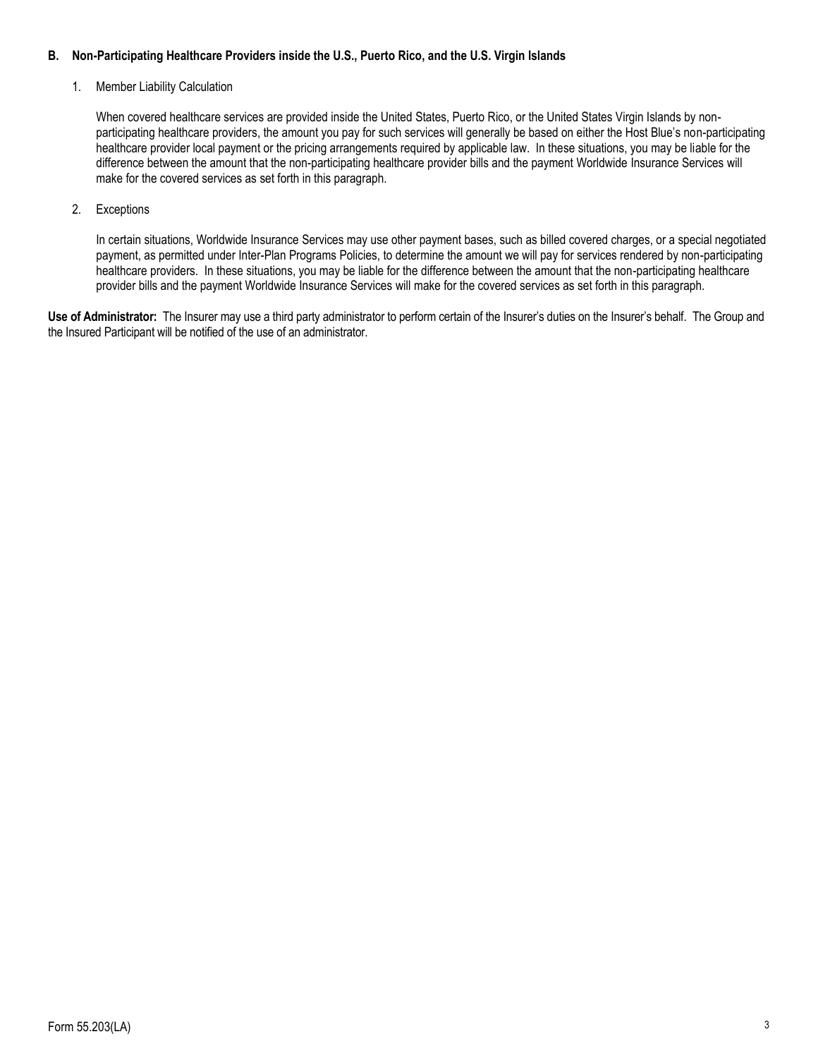**B. Non-Participating Healthcare Providers inside the U.S., Puerto Rico, and the U.S. Virgin Islands**

1. Member Liability Calculation

   When covered healthcare services are provided inside the United States, Puerto Rico, or the United States Virgin Islands by non-participating healthcare providers, the amount you pay for such services will generally be based on either the Host Blue's non-participating healthcare provider local payment or the pricing arrangements required by applicable law. In these situations, you may be liable for the difference between the amount that the non-participating healthcare provider bills and the payment Worldwide Insurance Services will make for the covered services as set forth in this paragraph.

2. Exceptions

   In certain situations, Worldwide Insurance Services may use other payment bases, such as billed covered charges, or a special negotiated payment, as permitted under Inter-Plan Programs Policies, to determine the amount we will pay for services rendered by non-participating healthcare providers. In these situations, you may be liable for the difference between the amount that the non-participating healthcare provider bills and the payment Worldwide Insurance Services will make for the covered services as set forth in this paragraph.

**Use of Administrator:** The Insurer may use a third party administrator to perform certain of the Insurer's duties on the Insurer's behalf. The Group and the Insured Participant will be notified of the use of an administrator.

Form 55.203(LA)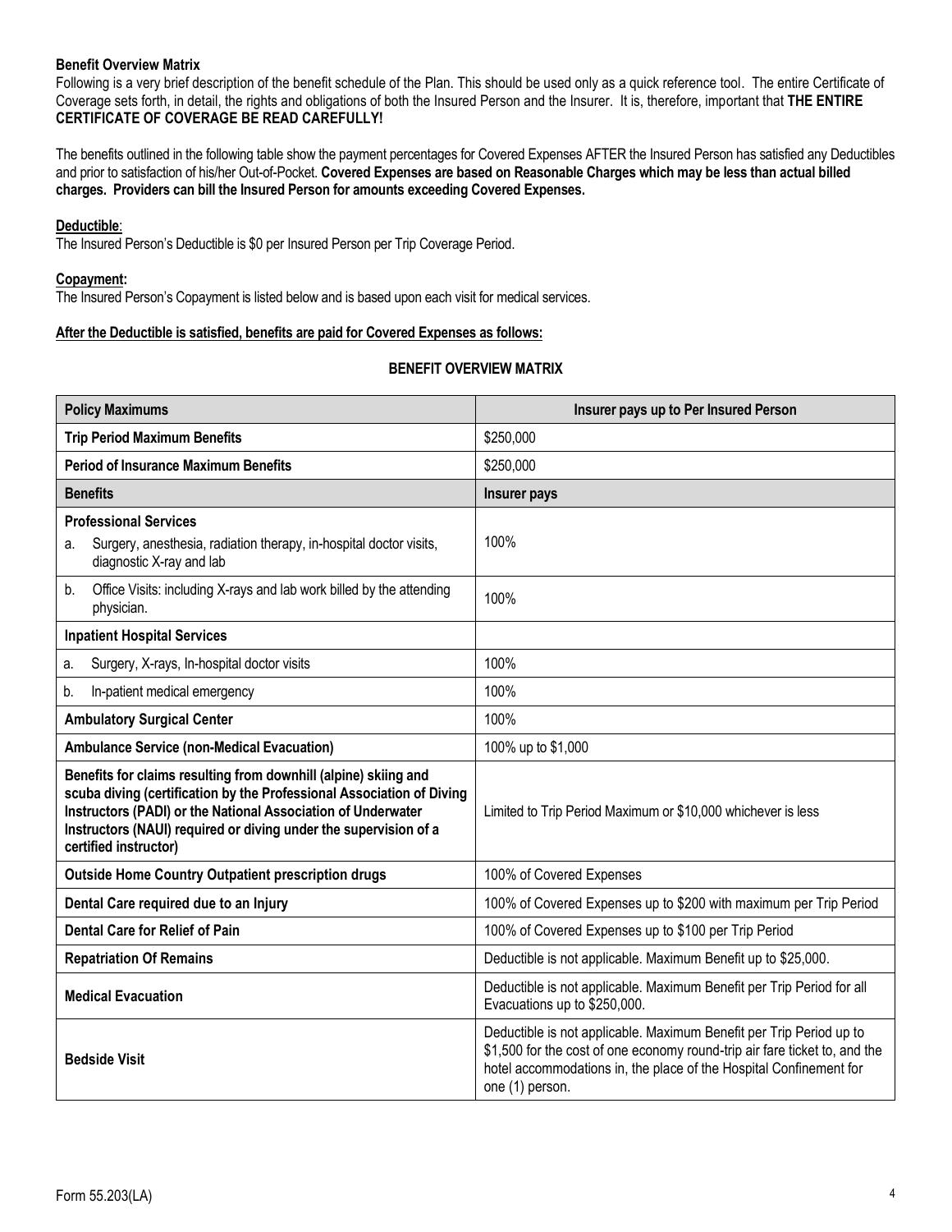**Benefit Overview Matrix**

Following is a very brief description of the benefit schedule of the Plan. This should be used only as a quick reference tool. The entire Certificate of Coverage sets forth, in detail, the rights and obligations of both the Insured Person and the Insurer. It is, therefore, important that **THE ENTIRE CERTIFICATE OF COVERAGE BE READ CAREFULLY!**

The benefits outlined in the following table show the payment percentages for Covered Expenses AFTER the Insured Person has satisfied any Deductibles and prior to satisfaction of his/her Out-of-Pocket. **Covered Expenses are based on Reasonable Charges which may be less than actual billed charges. Providers can bill the Insured Person for amounts exceeding Covered Expenses.**

**Deductible**:

The Insured Person's Deductible is $0 per Insured Person per Trip Coverage Period.

**Copayment:**

The Insured Person's Copayment is listed below and is based upon each visit for medical services.

**After the Deductible is satisfied, benefits are paid for Covered Expenses as follows:**

**BENEFIT OVERVIEW MATRIX**

| Policy Maximums | Insurer pays up to Per Insured Person |
|---|---|
| **Trip Period Maximum Benefits** | $250,000 |
| **Period of Insurance Maximum Benefits** | $250,000 |
| **Benefits** | **Insurer pays** |
| **Professional Services**<br>a. Surgery, anesthesia, radiation therapy, in-hospital doctor visits, diagnostic X-ray and lab | 100% |
| b. Office Visits: including X-rays and lab work billed by the attending physician. | 100% |
| **Inpatient Hospital Services** | |
| a. Surgery, X-rays, In-hospital doctor visits | 100% |
| b. In-patient medical emergency | 100% |
| **Ambulatory Surgical Center** | 100% |
| **Ambulance Service (non-Medical Evacuation)** | 100% up to $1,000 |
| **Benefits for claims resulting from downhill (alpine) skiing and scuba diving (certification by the Professional Association of Diving Instructors (PADI) or the National Association of Underwater Instructors (NAUI) required or diving under the supervision of a certified instructor)** | Limited to Trip Period Maximum or $10,000 whichever is less |
| **Outside Home Country Outpatient prescription drugs** | 100% of Covered Expenses |
| **Dental Care required due to an Injury** | 100% of Covered Expenses up to $200 with maximum per Trip Period |
| **Dental Care for Relief of Pain** | 100% of Covered Expenses up to $100 per Trip Period |
| **Repatriation Of Remains** | Deductible is not applicable. Maximum Benefit up to $25,000. |
| **Medical Evacuation** | Deductible is not applicable. Maximum Benefit per Trip Period for all Evacuations up to $250,000. |
| **Bedside Visit** | Deductible is not applicable. Maximum Benefit per Trip Period up to $1,500 for the cost of one economy round-trip air fare ticket to, and the hotel accommodations in, the place of the Hospital Confinement for one (1) person. |

Form 55.203(LA)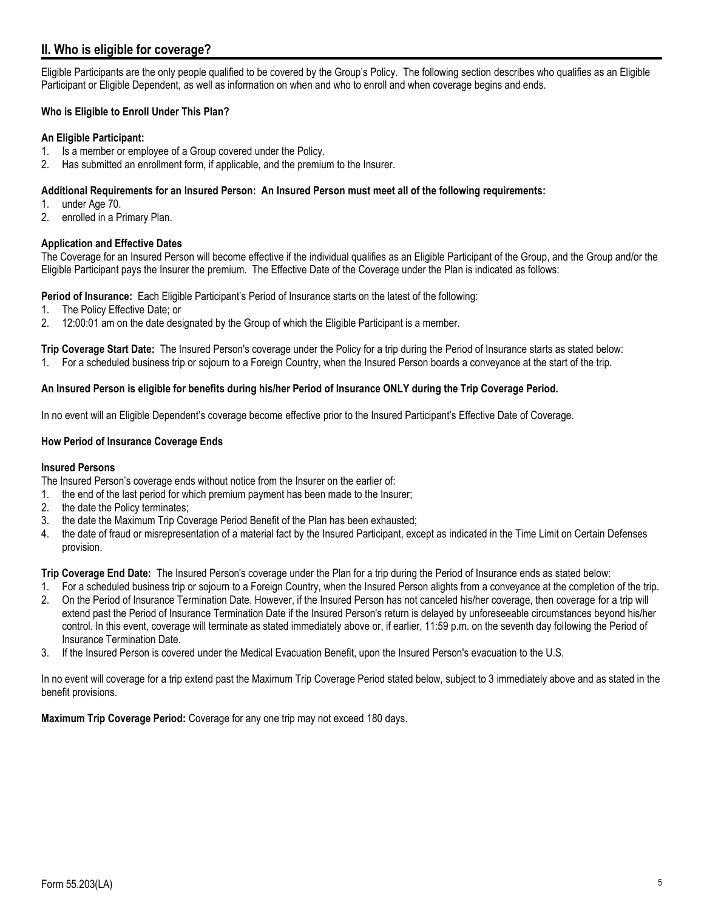## II. Who is eligible for coverage?

Eligible Participants are the only people qualified to be covered by the Group's Policy. The following section describes who qualifies as an Eligible Participant or Eligible Dependent, as well as information on when and who to enroll and when coverage begins and ends.

**Who is Eligible to Enroll Under This Plan?**

**An Eligible Participant:**

1. Is a member or employee of a Group covered under the Policy.
2. Has submitted an enrollment form, if applicable, and the premium to the Insurer.

**Additional Requirements for an Insured Person: An Insured Person must meet all of the following requirements:**

1. under Age 70.
2. enrolled in a Primary Plan.

**Application and Effective Dates**

The Coverage for an Insured Person will become effective if the individual qualifies as an Eligible Participant of the Group, and the Group and/or the Eligible Participant pays the Insurer the premium. The Effective Date of the Coverage under the Plan is indicated as follows:

**Period of Insurance:** Each Eligible Participant's Period of Insurance starts on the latest of the following:

1. The Policy Effective Date; or
2. 12:00:01 am on the date designated by the Group of which the Eligible Participant is a member.

**Trip Coverage Start Date:** The Insured Person's coverage under the Policy for a trip during the Period of Insurance starts as stated below:

1. For a scheduled business trip or sojourn to a Foreign Country, when the Insured Person boards a conveyance at the start of the trip.

**An Insured Person is eligible for benefits during his/her Period of Insurance ONLY during the Trip Coverage Period.**

In no event will an Eligible Dependent's coverage become effective prior to the Insured Participant's Effective Date of Coverage.

**How Period of Insurance Coverage Ends**

**Insured Persons**

The Insured Person's coverage ends without notice from the Insurer on the earlier of:

1. the end of the last period for which premium payment has been made to the Insurer;
2. the date the Policy terminates;
3. the date the Maximum Trip Coverage Period Benefit of the Plan has been exhausted;
4. the date of fraud or misrepresentation of a material fact by the Insured Participant, except as indicated in the Time Limit on Certain Defenses provision.

**Trip Coverage End Date:** The Insured Person's coverage under the Plan for a trip during the Period of Insurance ends as stated below:

1. For a scheduled business trip or sojourn to a Foreign Country, when the Insured Person alights from a conveyance at the completion of the trip.
2. On the Period of Insurance Termination Date. However, if the Insured Person has not canceled his/her coverage, then coverage for a trip will extend past the Period of Insurance Termination Date if the Insured Person's return is delayed by unforeseeable circumstances beyond his/her control. In this event, coverage will terminate as stated immediately above or, if earlier, 11:59 p.m. on the seventh day following the Period of Insurance Termination Date.
3. If the Insured Person is covered under the Medical Evacuation Benefit, upon the Insured Person's evacuation to the U.S.

In no event will coverage for a trip extend past the Maximum Trip Coverage Period stated below, subject to 3 immediately above and as stated in the benefit provisions.

**Maximum Trip Coverage Period:** Coverage for any one trip may not exceed 180 days.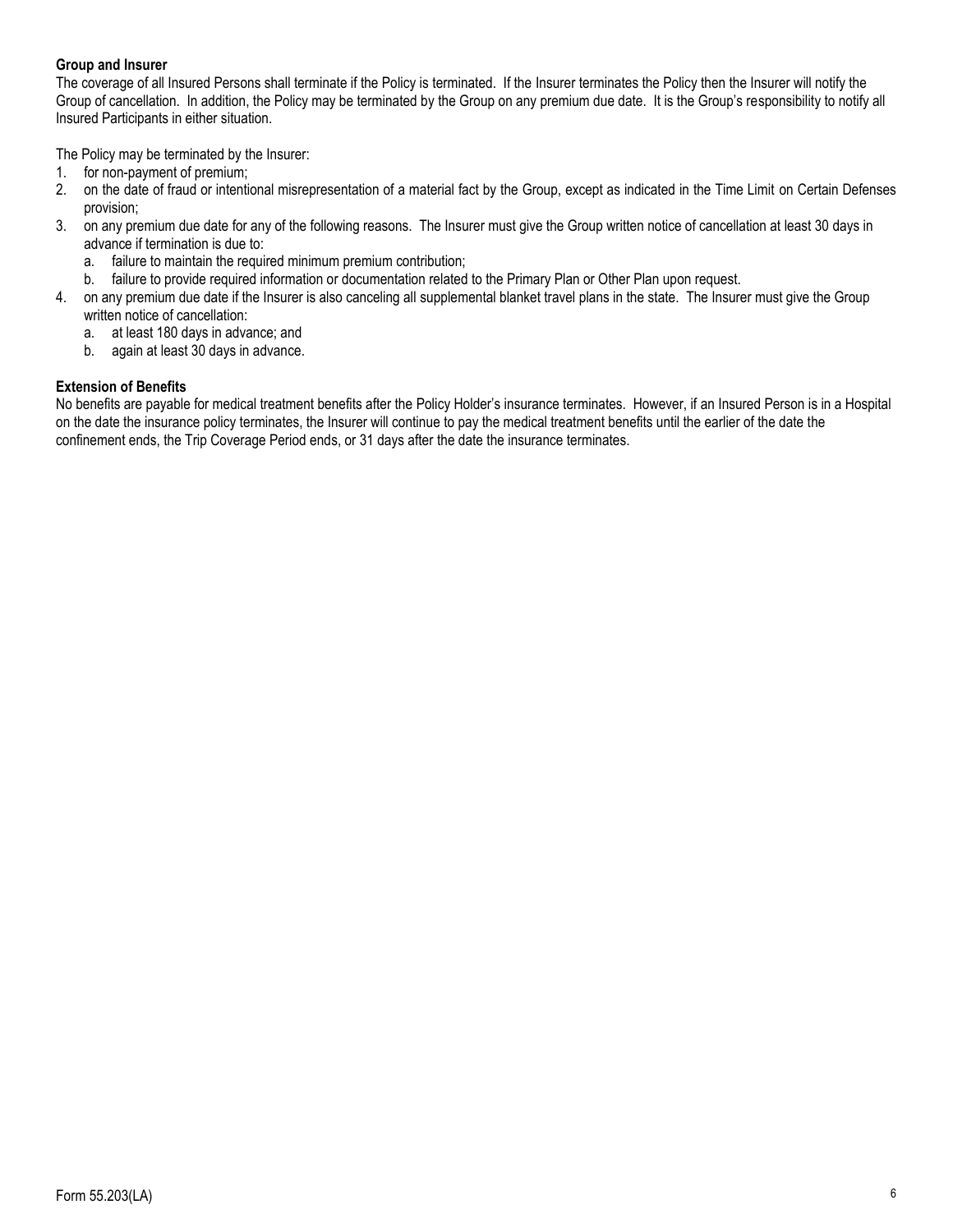**Group and Insurer**

The coverage of all Insured Persons shall terminate if the Policy is terminated. If the Insurer terminates the Policy then the Insurer will notify the Group of cancellation. In addition, the Policy may be terminated by the Group on any premium due date. It is the Group's responsibility to notify all Insured Participants in either situation.

The Policy may be terminated by the Insurer:

1. for non-payment of premium;
2. on the date of fraud or intentional misrepresentation of a material fact by the Group, except as indicated in the Time Limit on Certain Defenses provision;
3. on any premium due date for any of the following reasons. The Insurer must give the Group written notice of cancellation at least 30 days in advance if termination is due to:
   a. failure to maintain the required minimum premium contribution;
   b. failure to provide required information or documentation related to the Primary Plan or Other Plan upon request.
4. on any premium due date if the Insurer is also canceling all supplemental blanket travel plans in the state. The Insurer must give the Group written notice of cancellation:
   a. at least 180 days in advance; and
   b. again at least 30 days in advance.

**Extension of Benefits**

No benefits are payable for medical treatment benefits after the Policy Holder's insurance terminates. However, if an Insured Person is in a Hospital on the date the insurance policy terminates, the Insurer will continue to pay the medical treatment benefits until the earlier of the date the confinement ends, the Trip Coverage Period ends, or 31 days after the date the insurance terminates.

Form 55.203(LA)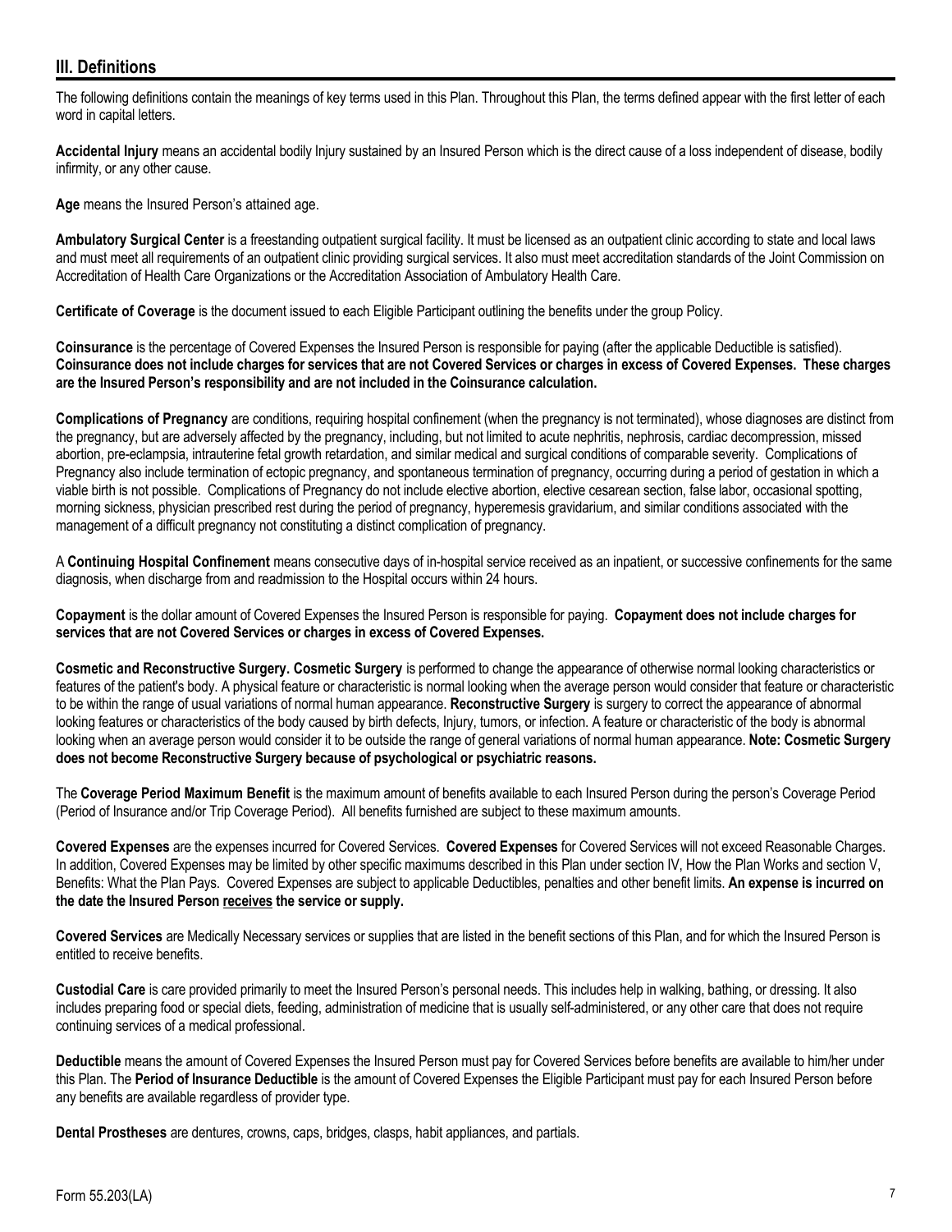## III. Definitions

The following definitions contain the meanings of key terms used in this Plan. Throughout this Plan, the terms defined appear with the first letter of each word in capital letters.

**Accidental Injury** means an accidental bodily Injury sustained by an Insured Person which is the direct cause of a loss independent of disease, bodily infirmity, or any other cause.

**Age** means the Insured Person's attained age.

**Ambulatory Surgical Center** is a freestanding outpatient surgical facility. It must be licensed as an outpatient clinic according to state and local laws and must meet all requirements of an outpatient clinic providing surgical services. It also must meet accreditation standards of the Joint Commission on Accreditation of Health Care Organizations or the Accreditation Association of Ambulatory Health Care.

**Certificate of Coverage** is the document issued to each Eligible Participant outlining the benefits under the group Policy.

**Coinsurance** is the percentage of Covered Expenses the Insured Person is responsible for paying (after the applicable Deductible is satisfied). **Coinsurance does not include charges for services that are not Covered Services or charges in excess of Covered Expenses. These charges are the Insured Person's responsibility and are not included in the Coinsurance calculation.**

**Complications of Pregnancy** are conditions, requiring hospital confinement (when the pregnancy is not terminated), whose diagnoses are distinct from the pregnancy, but are adversely affected by the pregnancy, including, but not limited to acute nephritis, nephrosis, cardiac decompression, missed abortion, pre-eclampsia, intrauterine fetal growth retardation, and similar medical and surgical conditions of comparable severity. Complications of Pregnancy also include termination of ectopic pregnancy, and spontaneous termination of pregnancy, occurring during a period of gestation in which a viable birth is not possible. Complications of Pregnancy do not include elective abortion, elective cesarean section, false labor, occasional spotting, morning sickness, physician prescribed rest during the period of pregnancy, hyperemesis gravidarium, and similar conditions associated with the management of a difficult pregnancy not constituting a distinct complication of pregnancy.

A **Continuing Hospital Confinement** means consecutive days of in-hospital service received as an inpatient, or successive confinements for the same diagnosis, when discharge from and readmission to the Hospital occurs within 24 hours.

**Copayment** is the dollar amount of Covered Expenses the Insured Person is responsible for paying. **Copayment does not include charges for services that are not Covered Services or charges in excess of Covered Expenses.**

**Cosmetic and Reconstructive Surgery. Cosmetic Surgery** is performed to change the appearance of otherwise normal looking characteristics or features of the patient's body. A physical feature or characteristic is normal looking when the average person would consider that feature or characteristic to be within the range of usual variations of normal human appearance. **Reconstructive Surgery** is surgery to correct the appearance of abnormal looking features or characteristics of the body caused by birth defects, Injury, tumors, or infection. A feature or characteristic of the body is abnormal looking when an average person would consider it to be outside the range of general variations of normal human appearance. **Note: Cosmetic Surgery does not become Reconstructive Surgery because of psychological or psychiatric reasons.**

The **Coverage Period Maximum Benefit** is the maximum amount of benefits available to each Insured Person during the person's Coverage Period (Period of Insurance and/or Trip Coverage Period). All benefits furnished are subject to these maximum amounts.

**Covered Expenses** are the expenses incurred for Covered Services. **Covered Expenses** for Covered Services will not exceed Reasonable Charges. In addition, Covered Expenses may be limited by other specific maximums described in this Plan under section IV, How the Plan Works and section V, Benefits: What the Plan Pays. Covered Expenses are subject to applicable Deductibles, penalties and other benefit limits. **An expense is incurred on the date the Insured Person receives the service or supply.**

**Covered Services** are Medically Necessary services or supplies that are listed in the benefit sections of this Plan, and for which the Insured Person is entitled to receive benefits.

**Custodial Care** is care provided primarily to meet the Insured Person's personal needs. This includes help in walking, bathing, or dressing. It also includes preparing food or special diets, feeding, administration of medicine that is usually self-administered, or any other care that does not require continuing services of a medical professional.

**Deductible** means the amount of Covered Expenses the Insured Person must pay for Covered Services before benefits are available to him/her under this Plan. The **Period of Insurance Deductible** is the amount of Covered Expenses the Eligible Participant must pay for each Insured Person before any benefits are available regardless of provider type.

**Dental Prostheses** are dentures, crowns, caps, bridges, clasps, habit appliances, and partials.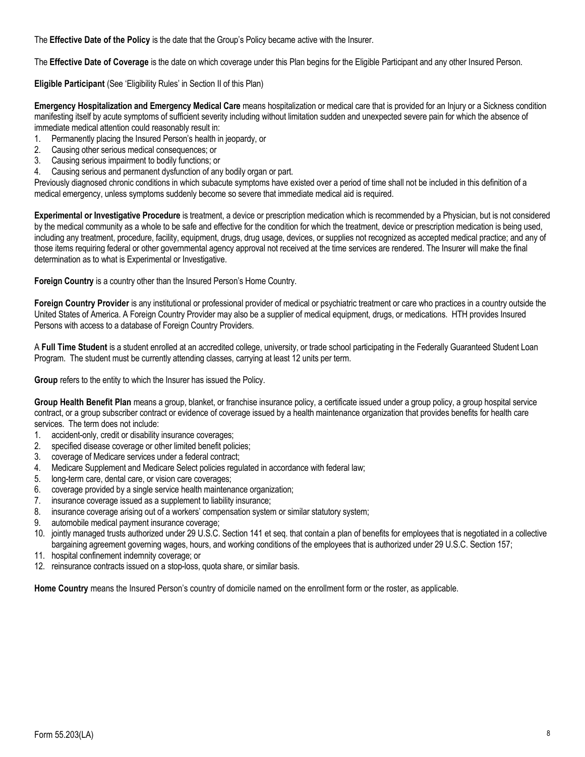The **Effective Date of the Policy** is the date that the Group's Policy became active with the Insurer.

The **Effective Date of Coverage** is the date on which coverage under this Plan begins for the Eligible Participant and any other Insured Person.

**Eligible Participant** (See 'Eligibility Rules' in Section II of this Plan)

**Emergency Hospitalization and Emergency Medical Care** means hospitalization or medical care that is provided for an Injury or a Sickness condition manifesting itself by acute symptoms of sufficient severity including without limitation sudden and unexpected severe pain for which the absence of immediate medical attention could reasonably result in:

1. Permanently placing the Insured Person's health in jeopardy, or
2. Causing other serious medical consequences; or
3. Causing serious impairment to bodily functions; or
4. Causing serious and permanent dysfunction of any bodily organ or part.

Previously diagnosed chronic conditions in which subacute symptoms have existed over a period of time shall not be included in this definition of a medical emergency, unless symptoms suddenly become so severe that immediate medical aid is required.

**Experimental or Investigative Procedure** is treatment, a device or prescription medication which is recommended by a Physician, but is not considered by the medical community as a whole to be safe and effective for the condition for which the treatment, device or prescription medication is being used, including any treatment, procedure, facility, equipment, drugs, drug usage, devices, or supplies not recognized as accepted medical practice; and any of those items requiring federal or other governmental agency approval not received at the time services are rendered. The Insurer will make the final determination as to what is Experimental or Investigative.

**Foreign Country** is a country other than the Insured Person's Home Country.

**Foreign Country Provider** is any institutional or professional provider of medical or psychiatric treatment or care who practices in a country outside the United States of America. A Foreign Country Provider may also be a supplier of medical equipment, drugs, or medications. HTH provides Insured Persons with access to a database of Foreign Country Providers.

A **Full Time Student** is a student enrolled at an accredited college, university, or trade school participating in the Federally Guaranteed Student Loan Program. The student must be currently attending classes, carrying at least 12 units per term.

**Group** refers to the entity to which the Insurer has issued the Policy.

**Group Health Benefit Plan** means a group, blanket, or franchise insurance policy, a certificate issued under a group policy, a group hospital service contract, or a group subscriber contract or evidence of coverage issued by a health maintenance organization that provides benefits for health care services. The term does not include:

1. accident-only, credit or disability insurance coverages;
2. specified disease coverage or other limited benefit policies;
3. coverage of Medicare services under a federal contract;
4. Medicare Supplement and Medicare Select policies regulated in accordance with federal law;
5. long-term care, dental care, or vision care coverages;
6. coverage provided by a single service health maintenance organization;
7. insurance coverage issued as a supplement to liability insurance;
8. insurance coverage arising out of a workers' compensation system or similar statutory system;
9. automobile medical payment insurance coverage;
10. jointly managed trusts authorized under 29 U.S.C. Section 141 et seq. that contain a plan of benefits for employees that is negotiated in a collective bargaining agreement governing wages, hours, and working conditions of the employees that is authorized under 29 U.S.C. Section 157;
11. hospital confinement indemnity coverage; or
12. reinsurance contracts issued on a stop-loss, quota share, or similar basis.

**Home Country** means the Insured Person's country of domicile named on the enrollment form or the roster, as applicable.

Form 55.203(LA)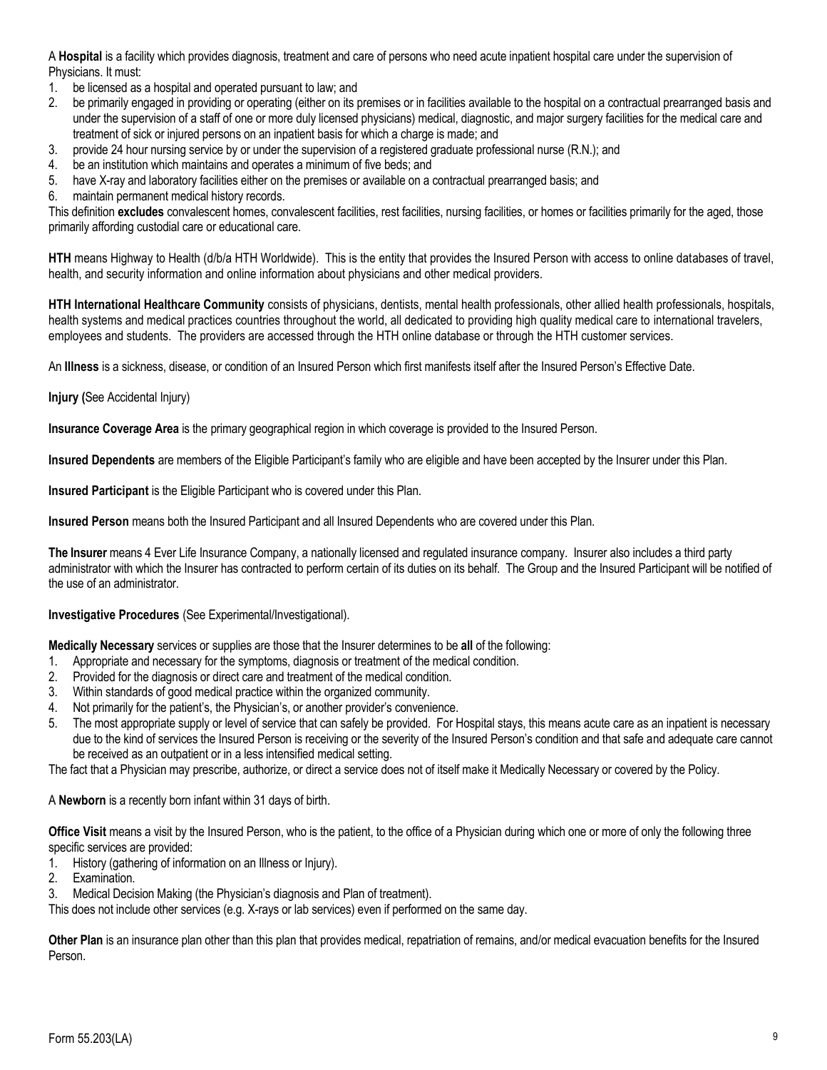A **Hospital** is a facility which provides diagnosis, treatment and care of persons who need acute inpatient hospital care under the supervision of Physicians. It must:

1. be licensed as a hospital and operated pursuant to law; and
2. be primarily engaged in providing or operating (either on its premises or in facilities available to the hospital on a contractual prearranged basis and under the supervision of a staff of one or more duly licensed physicians) medical, diagnostic, and major surgery facilities for the medical care and treatment of sick or injured persons on an inpatient basis for which a charge is made; and
3. provide 24 hour nursing service by or under the supervision of a registered graduate professional nurse (R.N.); and
4. be an institution which maintains and operates a minimum of five beds; and
5. have X-ray and laboratory facilities either on the premises or available on a contractual prearranged basis; and
6. maintain permanent medical history records.

This definition **excludes** convalescent homes, convalescent facilities, rest facilities, nursing facilities, or homes or facilities primarily for the aged, those primarily affording custodial care or educational care.

**HTH** means Highway to Health (d/b/a HTH Worldwide). This is the entity that provides the Insured Person with access to online databases of travel, health, and security information and online information about physicians and other medical providers.

**HTH International Healthcare Community** consists of physicians, dentists, mental health professionals, other allied health professionals, hospitals, health systems and medical practices countries throughout the world, all dedicated to providing high quality medical care to international travelers, employees and students. The providers are accessed through the HTH online database or through the HTH customer services.

An **Illness** is a sickness, disease, or condition of an Insured Person which first manifests itself after the Insured Person's Effective Date.

**Injury (**See Accidental Injury)

**Insurance Coverage Area** is the primary geographical region in which coverage is provided to the Insured Person.

**Insured Dependents** are members of the Eligible Participant's family who are eligible and have been accepted by the Insurer under this Plan.

**Insured Participant** is the Eligible Participant who is covered under this Plan.

**Insured Person** means both the Insured Participant and all Insured Dependents who are covered under this Plan.

**The Insurer** means 4 Ever Life Insurance Company, a nationally licensed and regulated insurance company. Insurer also includes a third party administrator with which the Insurer has contracted to perform certain of its duties on its behalf. The Group and the Insured Participant will be notified of the use of an administrator.

**Investigative Procedures** (See Experimental/Investigational).

**Medically Necessary** services or supplies are those that the Insurer determines to be **all** of the following:

1. Appropriate and necessary for the symptoms, diagnosis or treatment of the medical condition.
2. Provided for the diagnosis or direct care and treatment of the medical condition.
3. Within standards of good medical practice within the organized community.
4. Not primarily for the patient's, the Physician's, or another provider's convenience.
5. The most appropriate supply or level of service that can safely be provided. For Hospital stays, this means acute care as an inpatient is necessary due to the kind of services the Insured Person is receiving or the severity of the Insured Person's condition and that safe and adequate care cannot be received as an outpatient or in a less intensified medical setting.

The fact that a Physician may prescribe, authorize, or direct a service does not of itself make it Medically Necessary or covered by the Policy.

A **Newborn** is a recently born infant within 31 days of birth.

**Office Visit** means a visit by the Insured Person, who is the patient, to the office of a Physician during which one or more of only the following three specific services are provided:

1. History (gathering of information on an Illness or Injury).
2. Examination.
3. Medical Decision Making (the Physician's diagnosis and Plan of treatment).

This does not include other services (e.g. X-rays or lab services) even if performed on the same day.

**Other Plan** is an insurance plan other than this plan that provides medical, repatriation of remains, and/or medical evacuation benefits for the Insured Person.

Form 55.203(LA)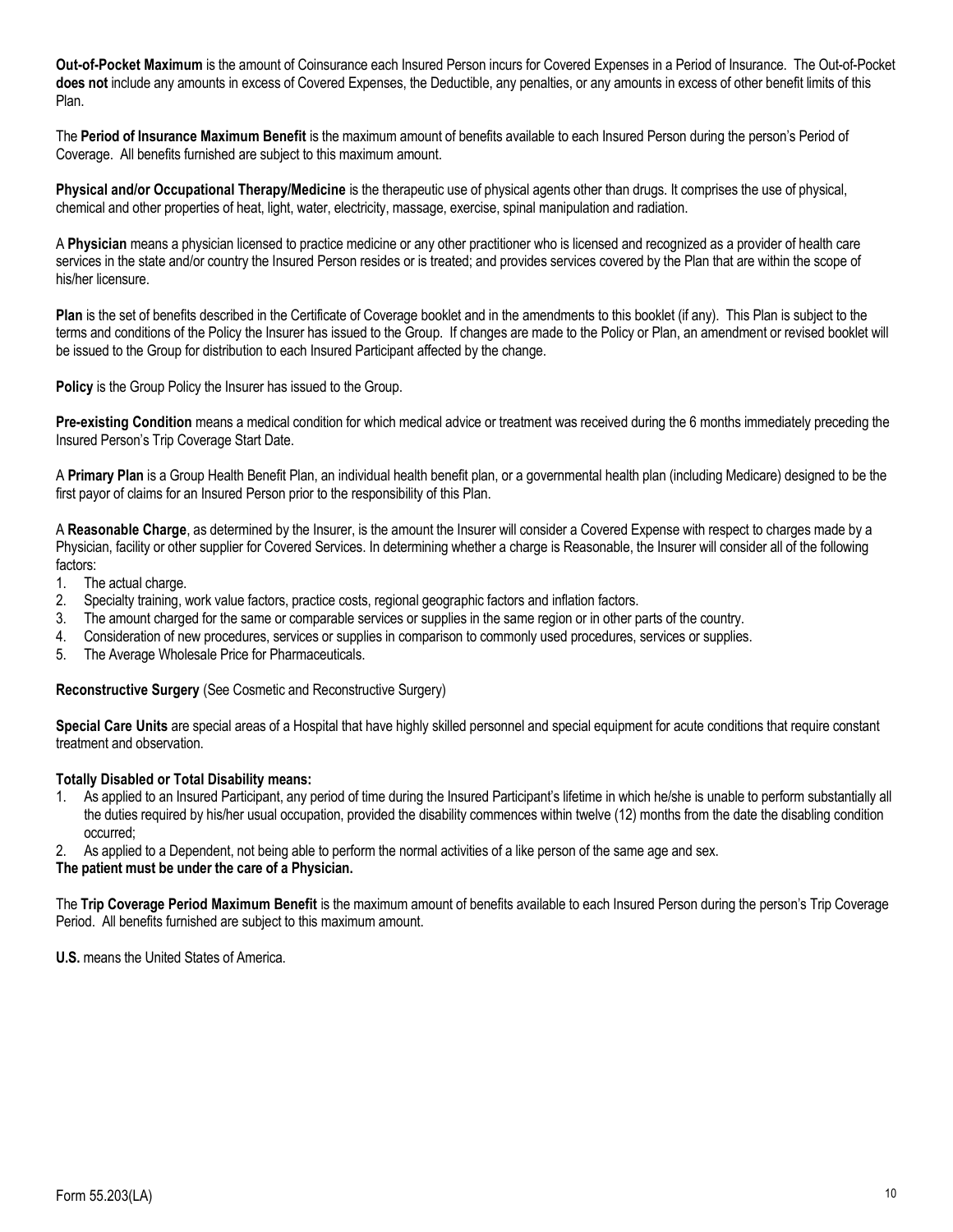**Out-of-Pocket Maximum** is the amount of Coinsurance each Insured Person incurs for Covered Expenses in a Period of Insurance. The Out-of-Pocket **does not** include any amounts in excess of Covered Expenses, the Deductible, any penalties, or any amounts in excess of other benefit limits of this Plan.

The **Period of Insurance Maximum Benefit** is the maximum amount of benefits available to each Insured Person during the person's Period of Coverage. All benefits furnished are subject to this maximum amount.

**Physical and/or Occupational Therapy/Medicine** is the therapeutic use of physical agents other than drugs. It comprises the use of physical, chemical and other properties of heat, light, water, electricity, massage, exercise, spinal manipulation and radiation.

A **Physician** means a physician licensed to practice medicine or any other practitioner who is licensed and recognized as a provider of health care services in the state and/or country the Insured Person resides or is treated; and provides services covered by the Plan that are within the scope of his/her licensure.

**Plan** is the set of benefits described in the Certificate of Coverage booklet and in the amendments to this booklet (if any). This Plan is subject to the terms and conditions of the Policy the Insurer has issued to the Group. If changes are made to the Policy or Plan, an amendment or revised booklet will be issued to the Group for distribution to each Insured Participant affected by the change.

**Policy** is the Group Policy the Insurer has issued to the Group.

**Pre-existing Condition** means a medical condition for which medical advice or treatment was received during the 6 months immediately preceding the Insured Person's Trip Coverage Start Date.

A **Primary Plan** is a Group Health Benefit Plan, an individual health benefit plan, or a governmental health plan (including Medicare) designed to be the first payor of claims for an Insured Person prior to the responsibility of this Plan.

A **Reasonable Charge**, as determined by the Insurer, is the amount the Insurer will consider a Covered Expense with respect to charges made by a Physician, facility or other supplier for Covered Services. In determining whether a charge is Reasonable, the Insurer will consider all of the following factors:

1. The actual charge.
2. Specialty training, work value factors, practice costs, regional geographic factors and inflation factors.
3. The amount charged for the same or comparable services or supplies in the same region or in other parts of the country.
4. Consideration of new procedures, services or supplies in comparison to commonly used procedures, services or supplies.
5. The Average Wholesale Price for Pharmaceuticals.

**Reconstructive Surgery** (See Cosmetic and Reconstructive Surgery)

**Special Care Units** are special areas of a Hospital that have highly skilled personnel and special equipment for acute conditions that require constant treatment and observation.

**Totally Disabled or Total Disability means:**

1. As applied to an Insured Participant, any period of time during the Insured Participant's lifetime in which he/she is unable to perform substantially all the duties required by his/her usual occupation, provided the disability commences within twelve (12) months from the date the disabling condition occurred;
2. As applied to a Dependent, not being able to perform the normal activities of a like person of the same age and sex.

**The patient must be under the care of a Physician.**

The **Trip Coverage Period Maximum Benefit** is the maximum amount of benefits available to each Insured Person during the person's Trip Coverage Period. All benefits furnished are subject to this maximum amount.

**U.S.** means the United States of America.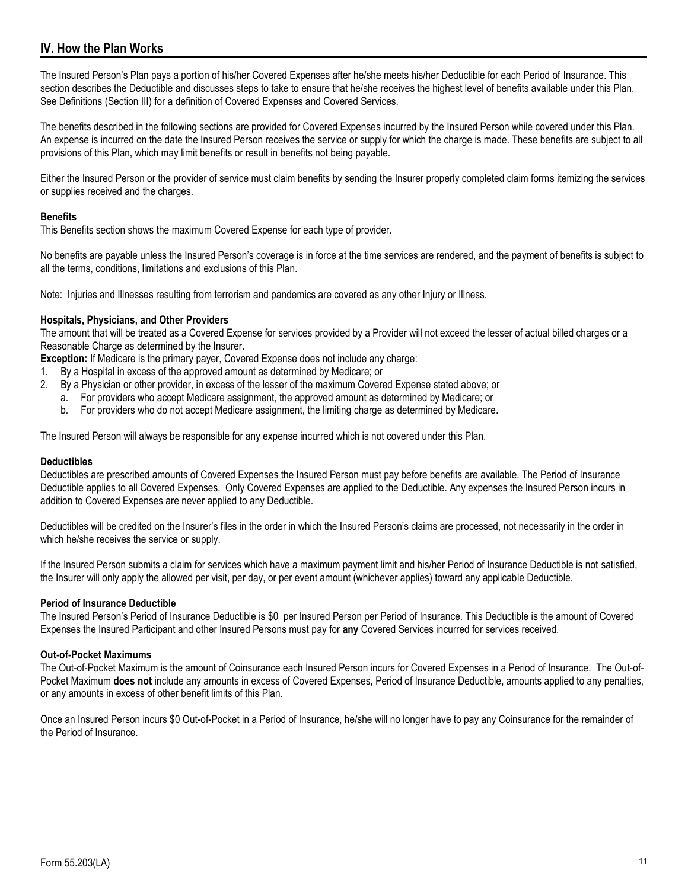## IV. How the Plan Works

The Insured Person's Plan pays a portion of his/her Covered Expenses after he/she meets his/her Deductible for each Period of Insurance. This section describes the Deductible and discusses steps to take to ensure that he/she receives the highest level of benefits available under this Plan. See Definitions (Section III) for a definition of Covered Expenses and Covered Services.

The benefits described in the following sections are provided for Covered Expenses incurred by the Insured Person while covered under this Plan. An expense is incurred on the date the Insured Person receives the service or supply for which the charge is made. These benefits are subject to all provisions of this Plan, which may limit benefits or result in benefits not being payable.

Either the Insured Person or the provider of service must claim benefits by sending the Insurer properly completed claim forms itemizing the services or supplies received and the charges.

**Benefits**
This Benefits section shows the maximum Covered Expense for each type of provider.

No benefits are payable unless the Insured Person's coverage is in force at the time services are rendered, and the payment of benefits is subject to all the terms, conditions, limitations and exclusions of this Plan.

Note: Injuries and Illnesses resulting from terrorism and pandemics are covered as any other Injury or Illness.

**Hospitals, Physicians, and Other Providers**
The amount that will be treated as a Covered Expense for services provided by a Provider will not exceed the lesser of actual billed charges or a Reasonable Charge as determined by the Insurer.
**Exception:** If Medicare is the primary payer, Covered Expense does not include any charge:

1. By a Hospital in excess of the approved amount as determined by Medicare; or
2. By a Physician or other provider, in excess of the lesser of the maximum Covered Expense stated above; or
   a. For providers who accept Medicare assignment, the approved amount as determined by Medicare; or
   b. For providers who do not accept Medicare assignment, the limiting charge as determined by Medicare.

The Insured Person will always be responsible for any expense incurred which is not covered under this Plan.

**Deductibles**
Deductibles are prescribed amounts of Covered Expenses the Insured Person must pay before benefits are available. The Period of Insurance Deductible applies to all Covered Expenses. Only Covered Expenses are applied to the Deductible. Any expenses the Insured Person incurs in addition to Covered Expenses are never applied to any Deductible.

Deductibles will be credited on the Insurer's files in the order in which the Insured Person's claims are processed, not necessarily in the order in which he/she receives the service or supply.

If the Insured Person submits a claim for services which have a maximum payment limit and his/her Period of Insurance Deductible is not satisfied, the Insurer will only apply the allowed per visit, per day, or per event amount (whichever applies) toward any applicable Deductible.

**Period of Insurance Deductible**
The Insured Person's Period of Insurance Deductible is $0 per Insured Person per Period of Insurance. This Deductible is the amount of Covered Expenses the Insured Participant and other Insured Persons must pay for **any** Covered Services incurred for services received.

**Out-of-Pocket Maximums**
The Out-of-Pocket Maximum is the amount of Coinsurance each Insured Person incurs for Covered Expenses in a Period of Insurance. The Out-of-Pocket Maximum **does not** include any amounts in excess of Covered Expenses, Period of Insurance Deductible, amounts applied to any penalties, or any amounts in excess of other benefit limits of this Plan.

Once an Insured Person incurs $0 Out-of-Pocket in a Period of Insurance, he/she will no longer have to pay any Coinsurance for the remainder of the Period of Insurance.

Form 55.203(LA)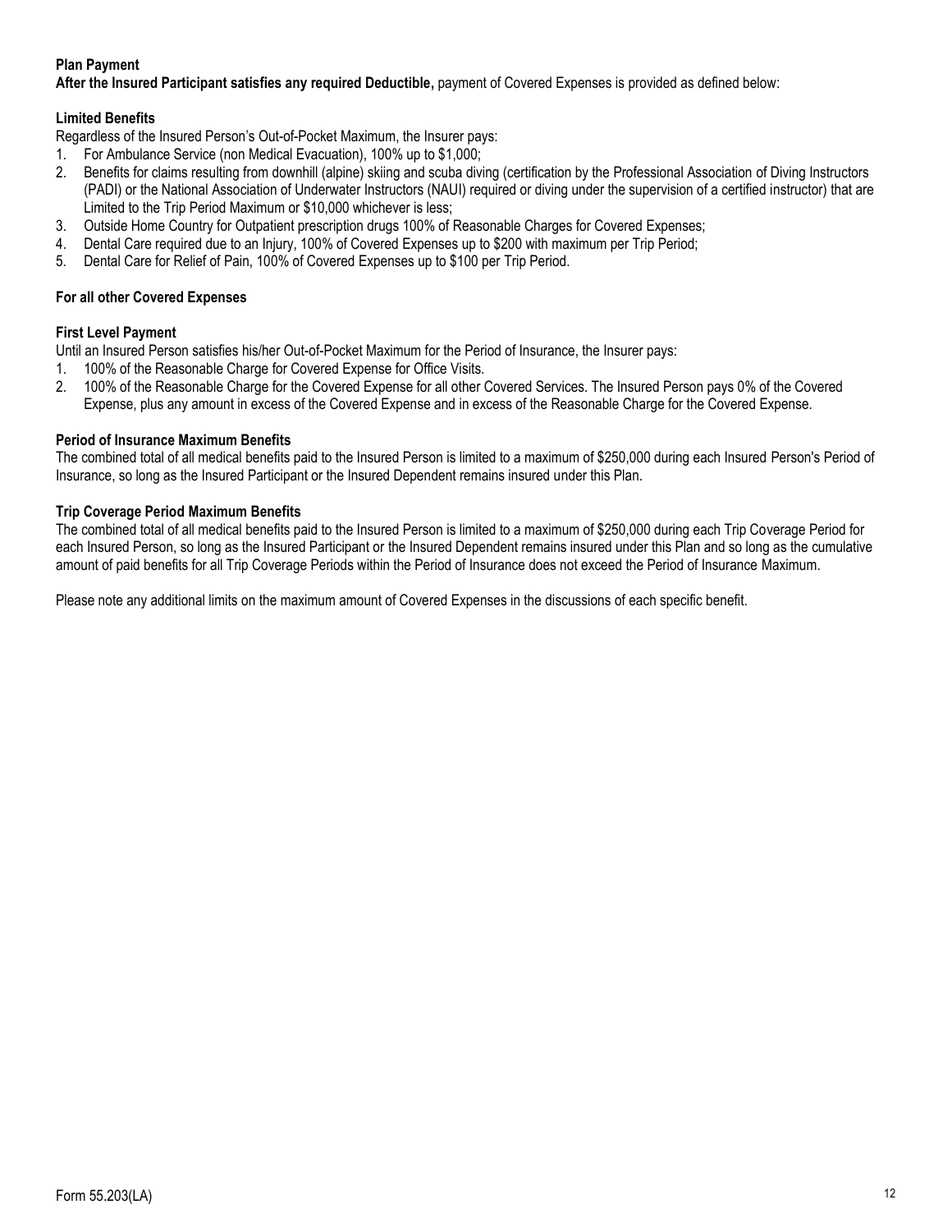**Plan Payment**

**After the Insured Participant satisfies any required Deductible,** payment of Covered Expenses is provided as defined below:

**Limited Benefits**

Regardless of the Insured Person's Out-of-Pocket Maximum, the Insurer pays:

1. For Ambulance Service (non Medical Evacuation), 100% up to $1,000;
2. Benefits for claims resulting from downhill (alpine) skiing and scuba diving (certification by the Professional Association of Diving Instructors (PADI) or the National Association of Underwater Instructors (NAUI) required or diving under the supervision of a certified instructor) that are Limited to the Trip Period Maximum or $10,000 whichever is less;
3. Outside Home Country for Outpatient prescription drugs 100% of Reasonable Charges for Covered Expenses;
4. Dental Care required due to an Injury, 100% of Covered Expenses up to $200 with maximum per Trip Period;
5. Dental Care for Relief of Pain, 100% of Covered Expenses up to $100 per Trip Period.

**For all other Covered Expenses**

**First Level Payment**

Until an Insured Person satisfies his/her Out-of-Pocket Maximum for the Period of Insurance, the Insurer pays:

1. 100% of the Reasonable Charge for Covered Expense for Office Visits.
2. 100% of the Reasonable Charge for the Covered Expense for all other Covered Services. The Insured Person pays 0% of the Covered Expense, plus any amount in excess of the Covered Expense and in excess of the Reasonable Charge for the Covered Expense.

**Period of Insurance Maximum Benefits**

The combined total of all medical benefits paid to the Insured Person is limited to a maximum of $250,000 during each Insured Person's Period of Insurance, so long as the Insured Participant or the Insured Dependent remains insured under this Plan.

**Trip Coverage Period Maximum Benefits**

The combined total of all medical benefits paid to the Insured Person is limited to a maximum of $250,000 during each Trip Coverage Period for each Insured Person, so long as the Insured Participant or the Insured Dependent remains insured under this Plan and so long as the cumulative amount of paid benefits for all Trip Coverage Periods within the Period of Insurance does not exceed the Period of Insurance Maximum.

Please note any additional limits on the maximum amount of Covered Expenses in the discussions of each specific benefit.

Form 55.203(LA)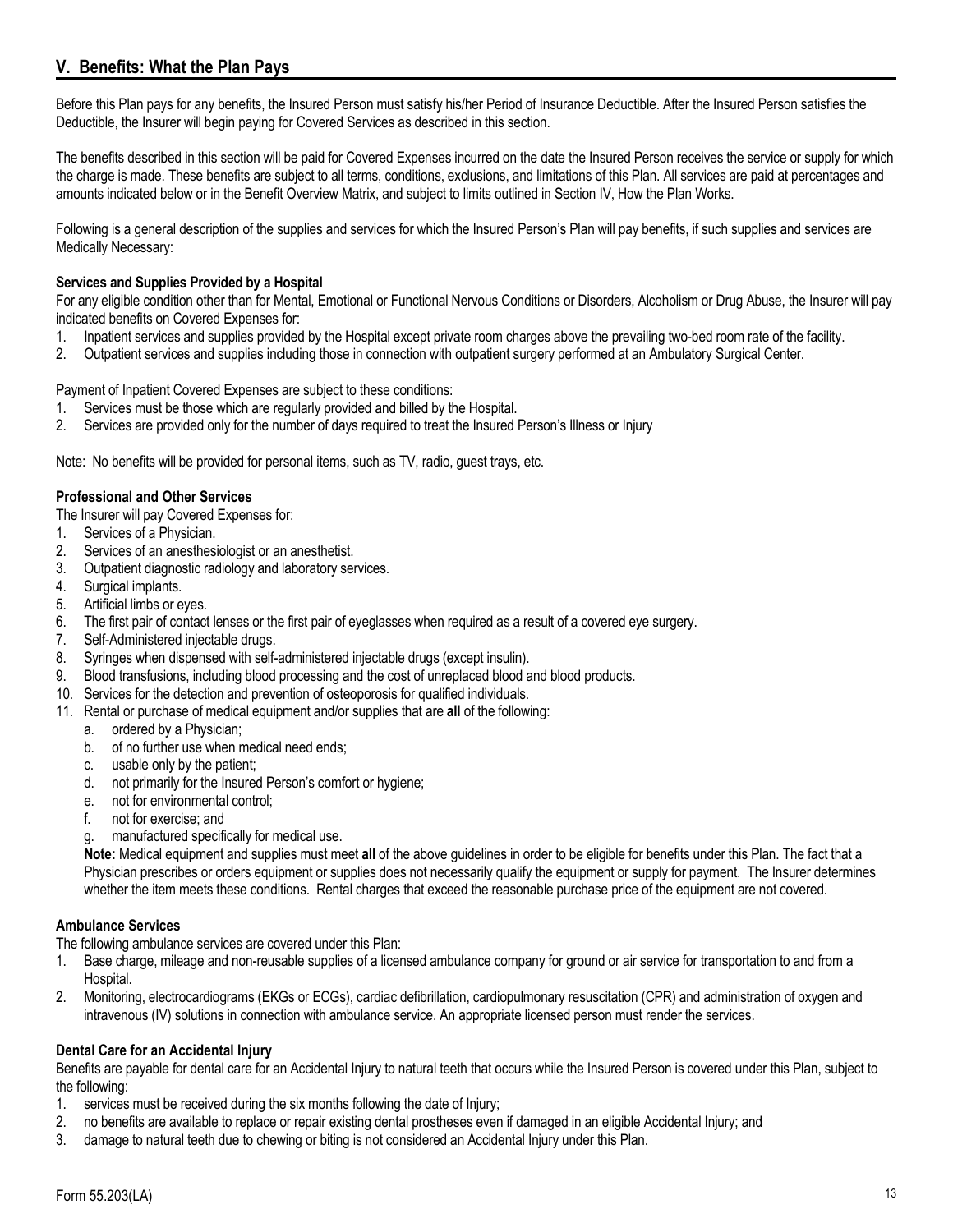## V. Benefits: What the Plan Pays

Before this Plan pays for any benefits, the Insured Person must satisfy his/her Period of Insurance Deductible. After the Insured Person satisfies the Deductible, the Insurer will begin paying for Covered Services as described in this section.

The benefits described in this section will be paid for Covered Expenses incurred on the date the Insured Person receives the service or supply for which the charge is made. These benefits are subject to all terms, conditions, exclusions, and limitations of this Plan. All services are paid at percentages and amounts indicated below or in the Benefit Overview Matrix, and subject to limits outlined in Section IV, How the Plan Works.

Following is a general description of the supplies and services for which the Insured Person's Plan will pay benefits, if such supplies and services are Medically Necessary:

**Services and Supplies Provided by a Hospital**

For any eligible condition other than for Mental, Emotional or Functional Nervous Conditions or Disorders, Alcoholism or Drug Abuse, the Insurer will pay indicated benefits on Covered Expenses for:

1. Inpatient services and supplies provided by the Hospital except private room charges above the prevailing two-bed room rate of the facility.
2. Outpatient services and supplies including those in connection with outpatient surgery performed at an Ambulatory Surgical Center.

Payment of Inpatient Covered Expenses are subject to these conditions:

1. Services must be those which are regularly provided and billed by the Hospital.
2. Services are provided only for the number of days required to treat the Insured Person's Illness or Injury

Note: No benefits will be provided for personal items, such as TV, radio, guest trays, etc.

**Professional and Other Services**

The Insurer will pay Covered Expenses for:

1. Services of a Physician.
2. Services of an anesthesiologist or an anesthetist.
3. Outpatient diagnostic radiology and laboratory services.
4. Surgical implants.
5. Artificial limbs or eyes.
6. The first pair of contact lenses or the first pair of eyeglasses when required as a result of a covered eye surgery.
7. Self-Administered injectable drugs.
8. Syringes when dispensed with self-administered injectable drugs (except insulin).
9. Blood transfusions, including blood processing and the cost of unreplaced blood and blood products.
10. Services for the detection and prevention of osteoporosis for qualified individuals.
11. Rental or purchase of medical equipment and/or supplies that are **all** of the following:
    a. ordered by a Physician;
    b. of no further use when medical need ends;
    c. usable only by the patient;
    d. not primarily for the Insured Person's comfort or hygiene;
    e. not for environmental control;
    f. not for exercise; and
    g. manufactured specifically for medical use.

    **Note:** Medical equipment and supplies must meet **all** of the above guidelines in order to be eligible for benefits under this Plan. The fact that a Physician prescribes or orders equipment or supplies does not necessarily qualify the equipment or supply for payment. The Insurer determines whether the item meets these conditions. Rental charges that exceed the reasonable purchase price of the equipment are not covered.

**Ambulance Services**

The following ambulance services are covered under this Plan:

1. Base charge, mileage and non-reusable supplies of a licensed ambulance company for ground or air service for transportation to and from a Hospital.
2. Monitoring, electrocardiograms (EKGs or ECGs), cardiac defibrillation, cardiopulmonary resuscitation (CPR) and administration of oxygen and intravenous (IV) solutions in connection with ambulance service. An appropriate licensed person must render the services.

**Dental Care for an Accidental Injury**

Benefits are payable for dental care for an Accidental Injury to natural teeth that occurs while the Insured Person is covered under this Plan, subject to the following:

1. services must be received during the six months following the date of Injury;
2. no benefits are available to replace or repair existing dental prostheses even if damaged in an eligible Accidental Injury; and
3. damage to natural teeth due to chewing or biting is not considered an Accidental Injury under this Plan.

Form 55.203(LA)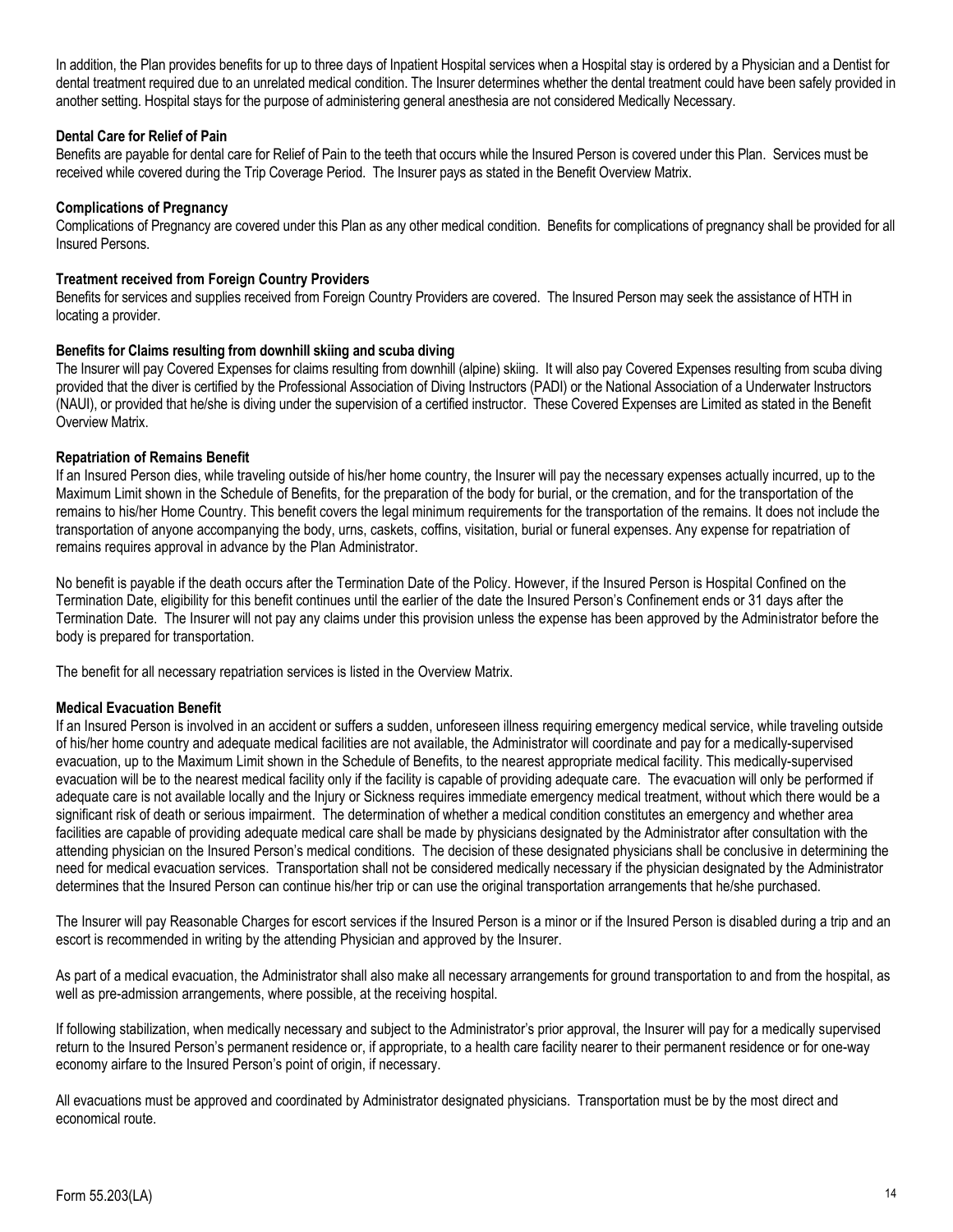In addition, the Plan provides benefits for up to three days of Inpatient Hospital services when a Hospital stay is ordered by a Physician and a Dentist for dental treatment required due to an unrelated medical condition. The Insurer determines whether the dental treatment could have been safely provided in another setting. Hospital stays for the purpose of administering general anesthesia are not considered Medically Necessary.

**Dental Care for Relief of Pain**

Benefits are payable for dental care for Relief of Pain to the teeth that occurs while the Insured Person is covered under this Plan. Services must be received while covered during the Trip Coverage Period. The Insurer pays as stated in the Benefit Overview Matrix.

**Complications of Pregnancy**

Complications of Pregnancy are covered under this Plan as any other medical condition. Benefits for complications of pregnancy shall be provided for all Insured Persons.

**Treatment received from Foreign Country Providers**

Benefits for services and supplies received from Foreign Country Providers are covered. The Insured Person may seek the assistance of HTH in locating a provider.

**Benefits for Claims resulting from downhill skiing and scuba diving**

The Insurer will pay Covered Expenses for claims resulting from downhill (alpine) skiing. It will also pay Covered Expenses resulting from scuba diving provided that the diver is certified by the Professional Association of Diving Instructors (PADI) or the National Association of a Underwater Instructors (NAUI), or provided that he/she is diving under the supervision of a certified instructor. These Covered Expenses are Limited as stated in the Benefit Overview Matrix.

**Repatriation of Remains Benefit**

If an Insured Person dies, while traveling outside of his/her home country, the Insurer will pay the necessary expenses actually incurred, up to the Maximum Limit shown in the Schedule of Benefits, for the preparation of the body for burial, or the cremation, and for the transportation of the remains to his/her Home Country. This benefit covers the legal minimum requirements for the transportation of the remains. It does not include the transportation of anyone accompanying the body, urns, caskets, coffins, visitation, burial or funeral expenses. Any expense for repatriation of remains requires approval in advance by the Plan Administrator.

No benefit is payable if the death occurs after the Termination Date of the Policy. However, if the Insured Person is Hospital Confined on the Termination Date, eligibility for this benefit continues until the earlier of the date the Insured Person's Confinement ends or 31 days after the Termination Date. The Insurer will not pay any claims under this provision unless the expense has been approved by the Administrator before the body is prepared for transportation.

The benefit for all necessary repatriation services is listed in the Overview Matrix.

**Medical Evacuation Benefit**

If an Insured Person is involved in an accident or suffers a sudden, unforeseen illness requiring emergency medical service, while traveling outside of his/her home country and adequate medical facilities are not available, the Administrator will coordinate and pay for a medically-supervised evacuation, up to the Maximum Limit shown in the Schedule of Benefits, to the nearest appropriate medical facility. This medically-supervised evacuation will be to the nearest medical facility only if the facility is capable of providing adequate care. The evacuation will only be performed if adequate care is not available locally and the Injury or Sickness requires immediate emergency medical treatment, without which there would be a significant risk of death or serious impairment. The determination of whether a medical condition constitutes an emergency and whether area facilities are capable of providing adequate medical care shall be made by physicians designated by the Administrator after consultation with the attending physician on the Insured Person's medical conditions. The decision of these designated physicians shall be conclusive in determining the need for medical evacuation services. Transportation shall not be considered medically necessary if the physician designated by the Administrator determines that the Insured Person can continue his/her trip or can use the original transportation arrangements that he/she purchased.

The Insurer will pay Reasonable Charges for escort services if the Insured Person is a minor or if the Insured Person is disabled during a trip and an escort is recommended in writing by the attending Physician and approved by the Insurer.

As part of a medical evacuation, the Administrator shall also make all necessary arrangements for ground transportation to and from the hospital, as well as pre-admission arrangements, where possible, at the receiving hospital.

If following stabilization, when medically necessary and subject to the Administrator's prior approval, the Insurer will pay for a medically supervised return to the Insured Person's permanent residence or, if appropriate, to a health care facility nearer to their permanent residence or for one-way economy airfare to the Insured Person's point of origin, if necessary.

All evacuations must be approved and coordinated by Administrator designated physicians. Transportation must be by the most direct and economical route.

Form 55.203(LA)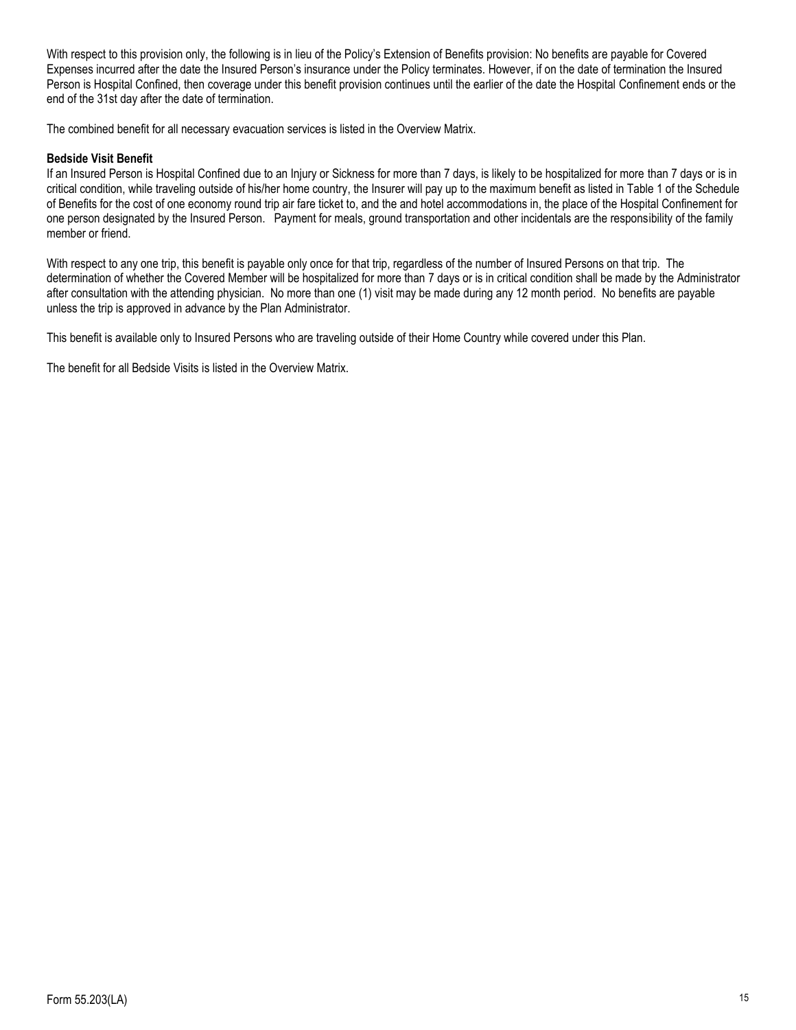With respect to this provision only, the following is in lieu of the Policy's Extension of Benefits provision: No benefits are payable for Covered Expenses incurred after the date the Insured Person's insurance under the Policy terminates. However, if on the date of termination the Insured Person is Hospital Confined, then coverage under this benefit provision continues until the earlier of the date the Hospital Confinement ends or the end of the 31st day after the date of termination.

The combined benefit for all necessary evacuation services is listed in the Overview Matrix.

**Bedside Visit Benefit**

If an Insured Person is Hospital Confined due to an Injury or Sickness for more than 7 days, is likely to be hospitalized for more than 7 days or is in critical condition, while traveling outside of his/her home country, the Insurer will pay up to the maximum benefit as listed in Table 1 of the Schedule of Benefits for the cost of one economy round trip air fare ticket to, and the and hotel accommodations in, the place of the Hospital Confinement for one person designated by the Insured Person. Payment for meals, ground transportation and other incidentals are the responsibility of the family member or friend.

With respect to any one trip, this benefit is payable only once for that trip, regardless of the number of Insured Persons on that trip. The determination of whether the Covered Member will be hospitalized for more than 7 days or is in critical condition shall be made by the Administrator after consultation with the attending physician. No more than one (1) visit may be made during any 12 month period. No benefits are payable unless the trip is approved in advance by the Plan Administrator.

This benefit is available only to Insured Persons who are traveling outside of their Home Country while covered under this Plan.

The benefit for all Bedside Visits is listed in the Overview Matrix.

Form 55.203(LA)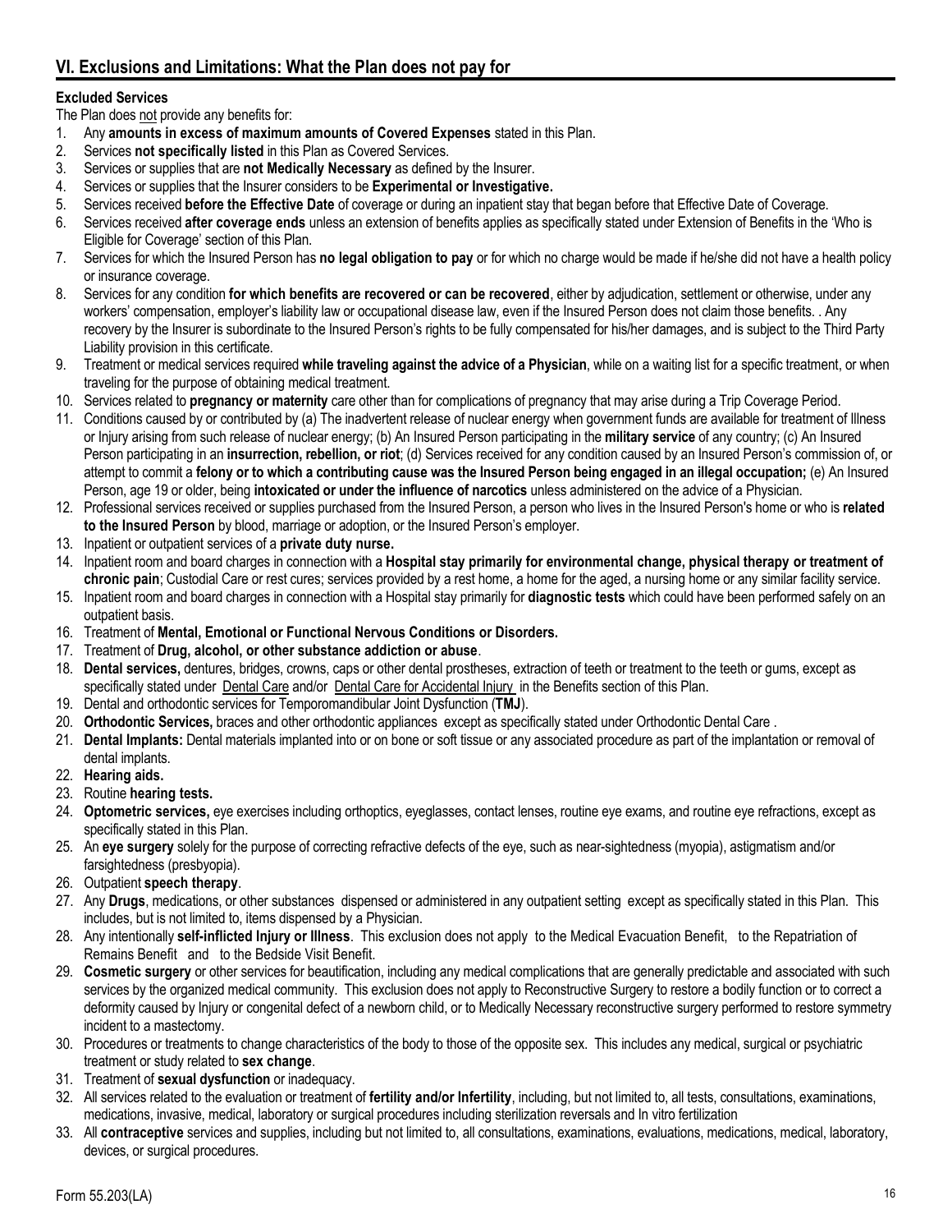## VI. Exclusions and Limitations: What the Plan does not pay for

**Excluded Services**

The Plan does not provide any benefits for:

1. Any **amounts in excess of maximum amounts of Covered Expenses** stated in this Plan.
2. Services **not specifically listed** in this Plan as Covered Services.
3. Services or supplies that are **not Medically Necessary** as defined by the Insurer.
4. Services or supplies that the Insurer considers to be **Experimental or Investigative.**
5. Services received **before the Effective Date** of coverage or during an inpatient stay that began before that Effective Date of Coverage.
6. Services received **after coverage ends** unless an extension of benefits applies as specifically stated under Extension of Benefits in the 'Who is Eligible for Coverage' section of this Plan.
7. Services for which the Insured Person has **no legal obligation to pay** or for which no charge would be made if he/she did not have a health policy or insurance coverage.
8. Services for any condition **for which benefits are recovered or can be recovered**, either by adjudication, settlement or otherwise, under any workers' compensation, employer's liability law or occupational disease law, even if the Insured Person does not claim those benefits. . Any recovery by the Insurer is subordinate to the Insured Person's rights to be fully compensated for his/her damages, and is subject to the Third Party Liability provision in this certificate.
9. Treatment or medical services required **while traveling against the advice of a Physician**, while on a waiting list for a specific treatment, or when traveling for the purpose of obtaining medical treatment.
10. Services related to **pregnancy or maternity** care other than for complications of pregnancy that may arise during a Trip Coverage Period.
11. Conditions caused by or contributed by (a) The inadvertent release of nuclear energy when government funds are available for treatment of Illness or Injury arising from such release of nuclear energy; (b) An Insured Person participating in the **military service** of any country; (c) An Insured Person participating in an **insurrection, rebellion, or riot**; (d) Services received for any condition caused by an Insured Person's commission of, or attempt to commit a **felony or to which a contributing cause was the Insured Person being engaged in an illegal occupation;** (e) An Insured Person, age 19 or older, being **intoxicated or under the influence of narcotics** unless administered on the advice of a Physician.
12. Professional services received or supplies purchased from the Insured Person, a person who lives in the Insured Person's home or who is **related to the Insured Person** by blood, marriage or adoption, or the Insured Person's employer.
13. Inpatient or outpatient services of a **private duty nurse.**
14. Inpatient room and board charges in connection with a **Hospital stay primarily for environmental change, physical therapy or treatment of chronic pain**; Custodial Care or rest cures; services provided by a rest home, a home for the aged, a nursing home or any similar facility service.
15. Inpatient room and board charges in connection with a Hospital stay primarily for **diagnostic tests** which could have been performed safely on an outpatient basis.
16. Treatment of **Mental, Emotional or Functional Nervous Conditions or Disorders.**
17. Treatment of **Drug, alcohol, or other substance addiction or abuse**.
18. **Dental services,** dentures, bridges, crowns, caps or other dental prostheses, extraction of teeth or treatment to the teeth or gums, except as specifically stated under Dental Care and/or Dental Care for Accidental Injury in the Benefits section of this Plan.
19. Dental and orthodontic services for Temporomandibular Joint Dysfunction (**TMJ**).
20. **Orthodontic Services,** braces and other orthodontic appliances except as specifically stated under Orthodontic Dental Care .
21. **Dental Implants:** Dental materials implanted into or on bone or soft tissue or any associated procedure as part of the implantation or removal of dental implants.
22. **Hearing aids.**
23. Routine **hearing tests.**
24. **Optometric services,** eye exercises including orthoptics, eyeglasses, contact lenses, routine eye exams, and routine eye refractions, except as specifically stated in this Plan.
25. An **eye surgery** solely for the purpose of correcting refractive defects of the eye, such as near-sightedness (myopia), astigmatism and/or farsightedness (presbyopia).
26. Outpatient **speech therapy**.
27. Any **Drugs**, medications, or other substances dispensed or administered in any outpatient setting except as specifically stated in this Plan. This includes, but is not limited to, items dispensed by a Physician.
28. Any intentionally **self-inflicted Injury or Illness**. This exclusion does not apply to the Medical Evacuation Benefit, to the Repatriation of Remains Benefit and to the Bedside Visit Benefit.
29. **Cosmetic surgery** or other services for beautification, including any medical complications that are generally predictable and associated with such services by the organized medical community. This exclusion does not apply to Reconstructive Surgery to restore a bodily function or to correct a deformity caused by Injury or congenital defect of a newborn child, or to Medically Necessary reconstructive surgery performed to restore symmetry incident to a mastectomy.
30. Procedures or treatments to change characteristics of the body to those of the opposite sex. This includes any medical, surgical or psychiatric treatment or study related to **sex change**.
31. Treatment of **sexual dysfunction** or inadequacy.
32. All services related to the evaluation or treatment of **fertility and/or Infertility**, including, but not limited to, all tests, consultations, examinations, medications, invasive, medical, laboratory or surgical procedures including sterilization reversals and In vitro fertilization
33. All **contraceptive** services and supplies, including but not limited to, all consultations, examinations, evaluations, medications, medical, laboratory, devices, or surgical procedures.

Form 55.203(LA)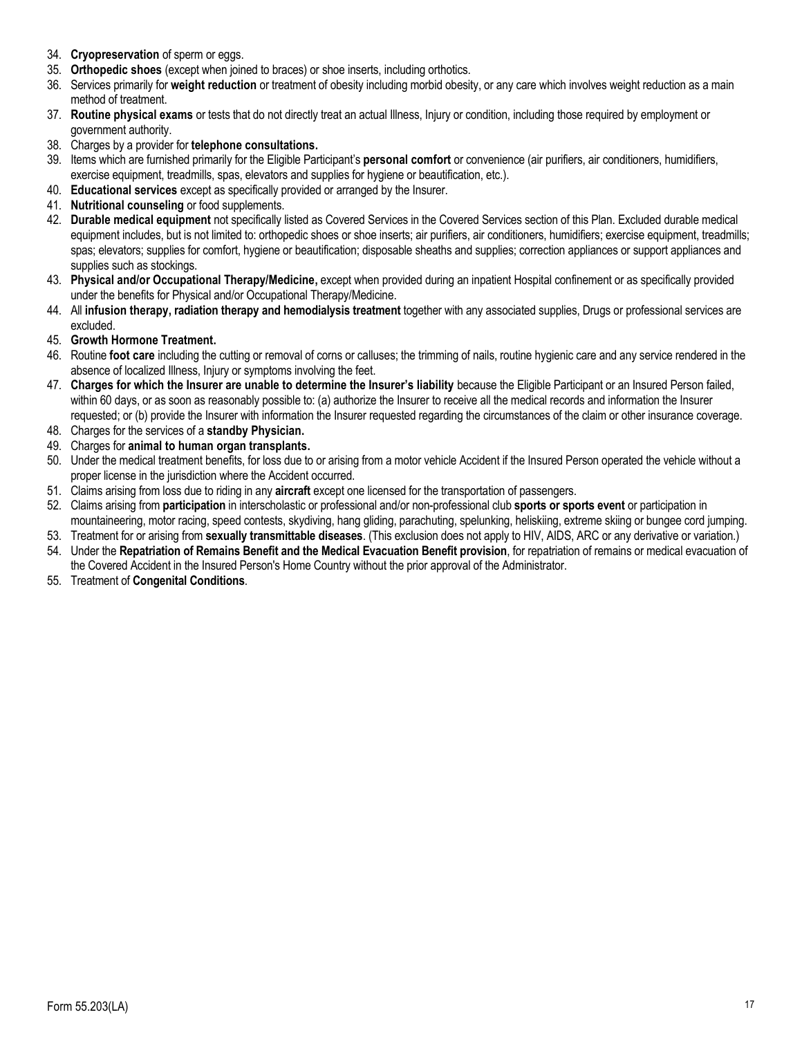34. **Cryopreservation** of sperm or eggs.
35. **Orthopedic shoes** (except when joined to braces) or shoe inserts, including orthotics.
36. Services primarily for **weight reduction** or treatment of obesity including morbid obesity, or any care which involves weight reduction as a main method of treatment.
37. **Routine physical exams** or tests that do not directly treat an actual Illness, Injury or condition, including those required by employment or government authority.
38. Charges by a provider for **telephone consultations.**
39. Items which are furnished primarily for the Eligible Participant's **personal comfort** or convenience (air purifiers, air conditioners, humidifiers, exercise equipment, treadmills, spas, elevators and supplies for hygiene or beautification, etc.).
40. **Educational services** except as specifically provided or arranged by the Insurer.
41. **Nutritional counseling** or food supplements.
42. **Durable medical equipment** not specifically listed as Covered Services in the Covered Services section of this Plan. Excluded durable medical equipment includes, but is not limited to: orthopedic shoes or shoe inserts; air purifiers, air conditioners, humidifiers; exercise equipment, treadmills; spas; elevators; supplies for comfort, hygiene or beautification; disposable sheaths and supplies; correction appliances or support appliances and supplies such as stockings.
43. **Physical and/or Occupational Therapy/Medicine,** except when provided during an inpatient Hospital confinement or as specifically provided under the benefits for Physical and/or Occupational Therapy/Medicine.
44. All **infusion therapy, radiation therapy and hemodialysis treatment** together with any associated supplies, Drugs or professional services are excluded.
45. **Growth Hormone Treatment.**
46. Routine **foot care** including the cutting or removal of corns or calluses; the trimming of nails, routine hygienic care and any service rendered in the absence of localized Illness, Injury or symptoms involving the feet.
47. **Charges for which the Insurer are unable to determine the Insurer's liability** because the Eligible Participant or an Insured Person failed, within 60 days, or as soon as reasonably possible to: (a) authorize the Insurer to receive all the medical records and information the Insurer requested; or (b) provide the Insurer with information the Insurer requested regarding the circumstances of the claim or other insurance coverage.
48. Charges for the services of a **standby Physician.**
49. Charges for **animal to human organ transplants.**
50. Under the medical treatment benefits, for loss due to or arising from a motor vehicle Accident if the Insured Person operated the vehicle without a proper license in the jurisdiction where the Accident occurred.
51. Claims arising from loss due to riding in any **aircraft** except one licensed for the transportation of passengers.
52. Claims arising from **participation** in interscholastic or professional and/or non-professional club **sports or sports event** or participation in mountaineering, motor racing, speed contests, skydiving, hang gliding, parachuting, spelunking, heliskiing, extreme skiing or bungee cord jumping.
53. Treatment for or arising from **sexually transmittable diseases**. (This exclusion does not apply to HIV, AIDS, ARC or any derivative or variation.)
54. Under the **Repatriation of Remains Benefit and the Medical Evacuation Benefit provision**, for repatriation of remains or medical evacuation of the Covered Accident in the Insured Person's Home Country without the prior approval of the Administrator.
55. Treatment of **Congenital Conditions**.

Form 55.203(LA)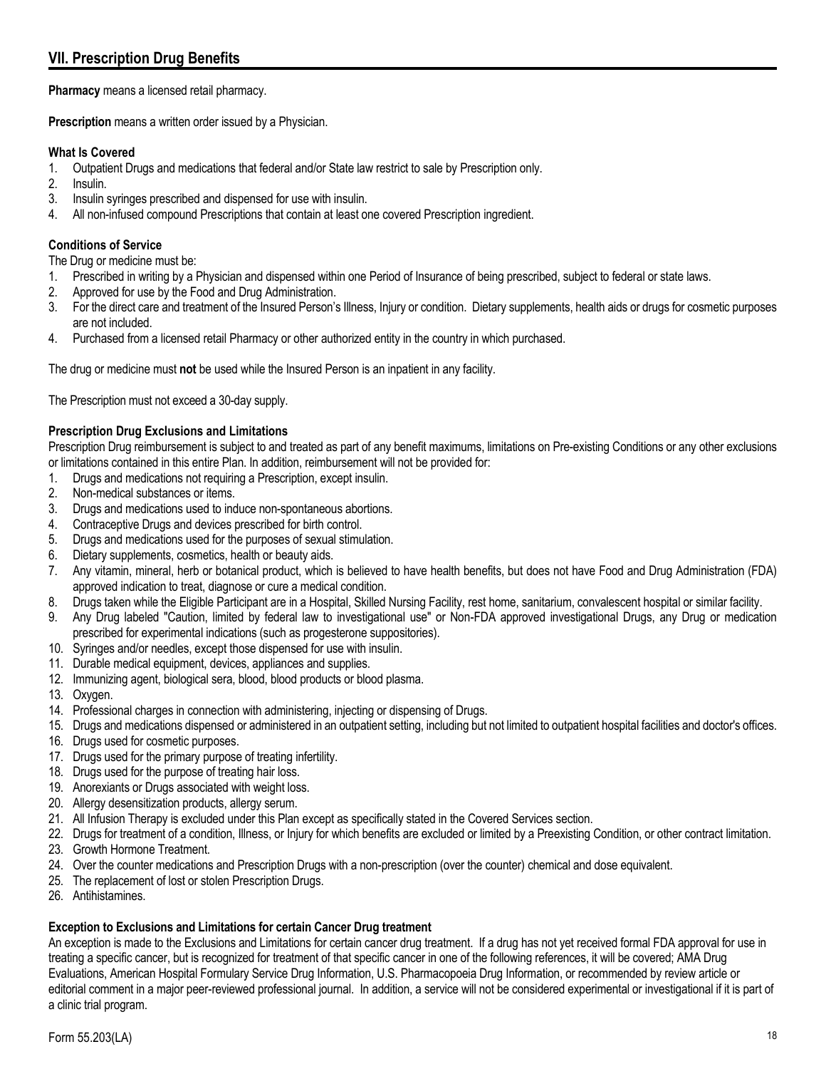## VII. Prescription Drug Benefits

**Pharmacy** means a licensed retail pharmacy.

**Prescription** means a written order issued by a Physician.

**What Is Covered**

1. Outpatient Drugs and medications that federal and/or State law restrict to sale by Prescription only.
2. Insulin.
3. Insulin syringes prescribed and dispensed for use with insulin.
4. All non-infused compound Prescriptions that contain at least one covered Prescription ingredient.

**Conditions of Service**

The Drug or medicine must be:

1. Prescribed in writing by a Physician and dispensed within one Period of Insurance of being prescribed, subject to federal or state laws.
2. Approved for use by the Food and Drug Administration.
3. For the direct care and treatment of the Insured Person's Illness, Injury or condition. Dietary supplements, health aids or drugs for cosmetic purposes are not included.
4. Purchased from a licensed retail Pharmacy or other authorized entity in the country in which purchased.

The drug or medicine must **not** be used while the Insured Person is an inpatient in any facility.

The Prescription must not exceed a 30-day supply.

**Prescription Drug Exclusions and Limitations**

Prescription Drug reimbursement is subject to and treated as part of any benefit maximums, limitations on Pre-existing Conditions or any other exclusions or limitations contained in this entire Plan. In addition, reimbursement will not be provided for:

1. Drugs and medications not requiring a Prescription, except insulin.
2. Non-medical substances or items.
3. Drugs and medications used to induce non-spontaneous abortions.
4. Contraceptive Drugs and devices prescribed for birth control.
5. Drugs and medications used for the purposes of sexual stimulation.
6. Dietary supplements, cosmetics, health or beauty aids.
7. Any vitamin, mineral, herb or botanical product, which is believed to have health benefits, but does not have Food and Drug Administration (FDA) approved indication to treat, diagnose or cure a medical condition.
8. Drugs taken while the Eligible Participant are in a Hospital, Skilled Nursing Facility, rest home, sanitarium, convalescent hospital or similar facility.
9. Any Drug labeled "Caution, limited by federal law to investigational use" or Non-FDA approved investigational Drugs, any Drug or medication prescribed for experimental indications (such as progesterone suppositories).
10. Syringes and/or needles, except those dispensed for use with insulin.
11. Durable medical equipment, devices, appliances and supplies.
12. Immunizing agent, biological sera, blood, blood products or blood plasma.
13. Oxygen.
14. Professional charges in connection with administering, injecting or dispensing of Drugs.
15. Drugs and medications dispensed or administered in an outpatient setting, including but not limited to outpatient hospital facilities and doctor's offices.
16. Drugs used for cosmetic purposes.
17. Drugs used for the primary purpose of treating infertility.
18. Drugs used for the purpose of treating hair loss.
19. Anorexiants or Drugs associated with weight loss.
20. Allergy desensitization products, allergy serum.
21. All Infusion Therapy is excluded under this Plan except as specifically stated in the Covered Services section.
22. Drugs for treatment of a condition, Illness, or Injury for which benefits are excluded or limited by a Preexisting Condition, or other contract limitation.
23. Growth Hormone Treatment.
24. Over the counter medications and Prescription Drugs with a non-prescription (over the counter) chemical and dose equivalent.
25. The replacement of lost or stolen Prescription Drugs.
26. Antihistamines.

**Exception to Exclusions and Limitations for certain Cancer Drug treatment**

An exception is made to the Exclusions and Limitations for certain cancer drug treatment. If a drug has not yet received formal FDA approval for use in treating a specific cancer, but is recognized for treatment of that specific cancer in one of the following references, it will be covered; AMA Drug Evaluations, American Hospital Formulary Service Drug Information, U.S. Pharmacopoeia Drug Information, or recommended by review article or editorial comment in a major peer-reviewed professional journal. In addition, a service will not be considered experimental or investigational if it is part of a clinic trial program.

Form 55.203(LA)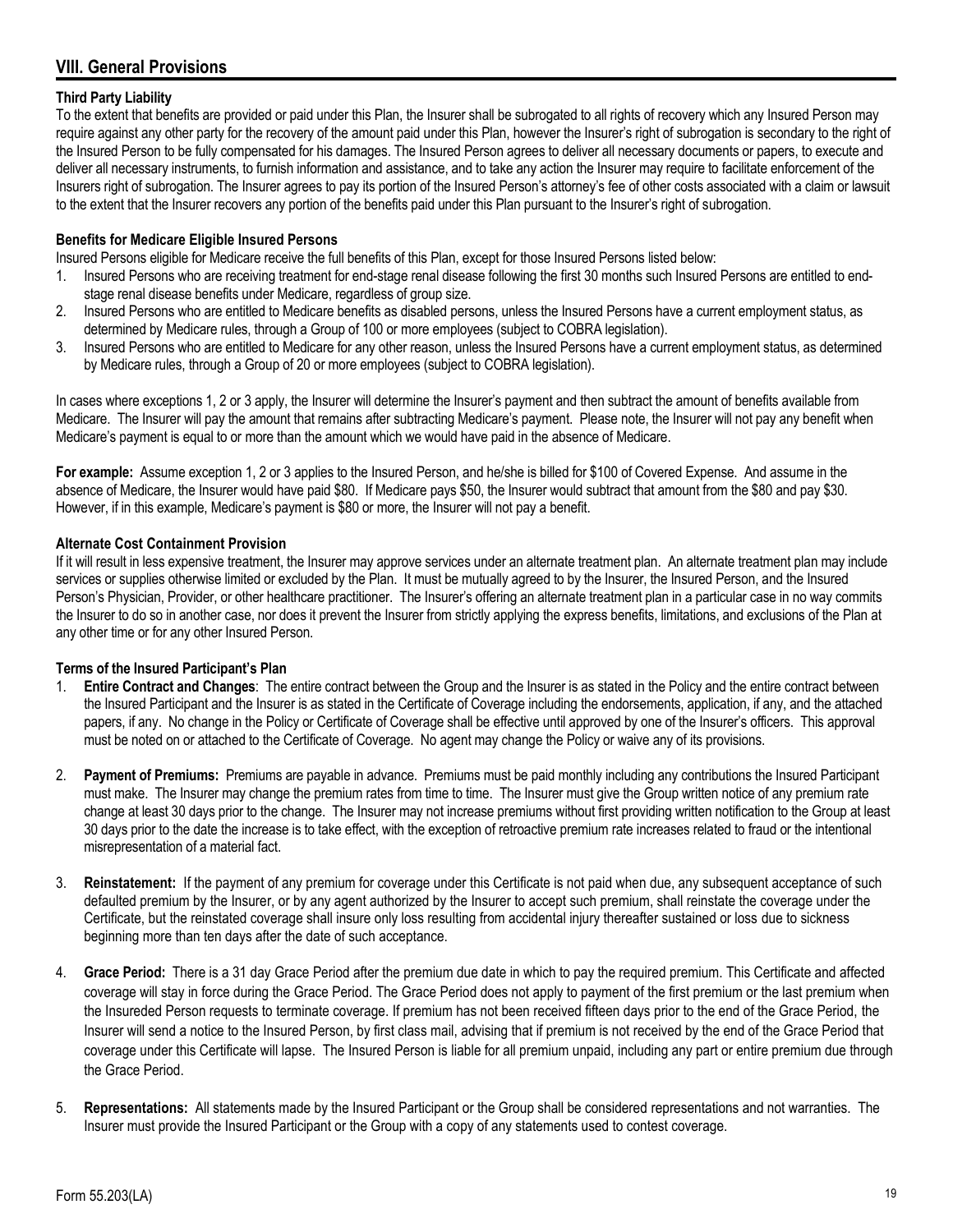## VIII. General Provisions

**Third Party Liability**

To the extent that benefits are provided or paid under this Plan, the Insurer shall be subrogated to all rights of recovery which any Insured Person may require against any other party for the recovery of the amount paid under this Plan, however the Insurer's right of subrogation is secondary to the right of the Insured Person to be fully compensated for his damages. The Insured Person agrees to deliver all necessary documents or papers, to execute and deliver all necessary instruments, to furnish information and assistance, and to take any action the Insurer may require to facilitate enforcement of the Insurers right of subrogation. The Insurer agrees to pay its portion of the Insured Person's attorney's fee of other costs associated with a claim or lawsuit to the extent that the Insurer recovers any portion of the benefits paid under this Plan pursuant to the Insurer's right of subrogation.

**Benefits for Medicare Eligible Insured Persons**

Insured Persons eligible for Medicare receive the full benefits of this Plan, except for those Insured Persons listed below:

1. Insured Persons who are receiving treatment for end-stage renal disease following the first 30 months such Insured Persons are entitled to end-stage renal disease benefits under Medicare, regardless of group size.
2. Insured Persons who are entitled to Medicare benefits as disabled persons, unless the Insured Persons have a current employment status, as determined by Medicare rules, through a Group of 100 or more employees (subject to COBRA legislation).
3. Insured Persons who are entitled to Medicare for any other reason, unless the Insured Persons have a current employment status, as determined by Medicare rules, through a Group of 20 or more employees (subject to COBRA legislation).

In cases where exceptions 1, 2 or 3 apply, the Insurer will determine the Insurer's payment and then subtract the amount of benefits available from Medicare. The Insurer will pay the amount that remains after subtracting Medicare's payment. Please note, the Insurer will not pay any benefit when Medicare's payment is equal to or more than the amount which we would have paid in the absence of Medicare.

**For example:** Assume exception 1, 2 or 3 applies to the Insured Person, and he/she is billed for $100 of Covered Expense. And assume in the absence of Medicare, the Insurer would have paid $80. If Medicare pays $50, the Insurer would subtract that amount from the $80 and pay $30. However, if in this example, Medicare's payment is $80 or more, the Insurer will not pay a benefit.

**Alternate Cost Containment Provision**

If it will result in less expensive treatment, the Insurer may approve services under an alternate treatment plan. An alternate treatment plan may include services or supplies otherwise limited or excluded by the Plan. It must be mutually agreed to by the Insurer, the Insured Person, and the Insured Person's Physician, Provider, or other healthcare practitioner. The Insurer's offering an alternate treatment plan in a particular case in no way commits the Insurer to do so in another case, nor does it prevent the Insurer from strictly applying the express benefits, limitations, and exclusions of the Plan at any other time or for any other Insured Person.

**Terms of the Insured Participant's Plan**

1. **Entire Contract and Changes**: The entire contract between the Group and the Insurer is as stated in the Policy and the entire contract between the Insured Participant and the Insurer is as stated in the Certificate of Coverage including the endorsements, application, if any, and the attached papers, if any. No change in the Policy or Certificate of Coverage shall be effective until approved by one of the Insurer's officers. This approval must be noted on or attached to the Certificate of Coverage. No agent may change the Policy or waive any of its provisions.

2. **Payment of Premiums:** Premiums are payable in advance. Premiums must be paid monthly including any contributions the Insured Participant must make. The Insurer may change the premium rates from time to time. The Insurer must give the Group written notice of any premium rate change at least 30 days prior to the change. The Insurer may not increase premiums without first providing written notification to the Group at least 30 days prior to the date the increase is to take effect, with the exception of retroactive premium rate increases related to fraud or the intentional misrepresentation of a material fact.

3. **Reinstatement:** If the payment of any premium for coverage under this Certificate is not paid when due, any subsequent acceptance of such defaulted premium by the Insurer, or by any agent authorized by the Insurer to accept such premium, shall reinstate the coverage under the Certificate, but the reinstated coverage shall insure only loss resulting from accidental injury thereafter sustained or loss due to sickness beginning more than ten days after the date of such acceptance.

4. **Grace Period:** There is a 31 day Grace Period after the premium due date in which to pay the required premium. This Certificate and affected coverage will stay in force during the Grace Period. The Grace Period does not apply to payment of the first premium or the last premium when the Insureded Person requests to terminate coverage. If premium has not been received fifteen days prior to the end of the Grace Period, the Insurer will send a notice to the Insured Person, by first class mail, advising that if premium is not received by the end of the Grace Period that coverage under this Certificate will lapse. The Insured Person is liable for all premium unpaid, including any part or entire premium due through the Grace Period.

5. **Representations:** All statements made by the Insured Participant or the Group shall be considered representations and not warranties. The Insurer must provide the Insured Participant or the Group with a copy of any statements used to contest coverage.

Form 55.203(LA)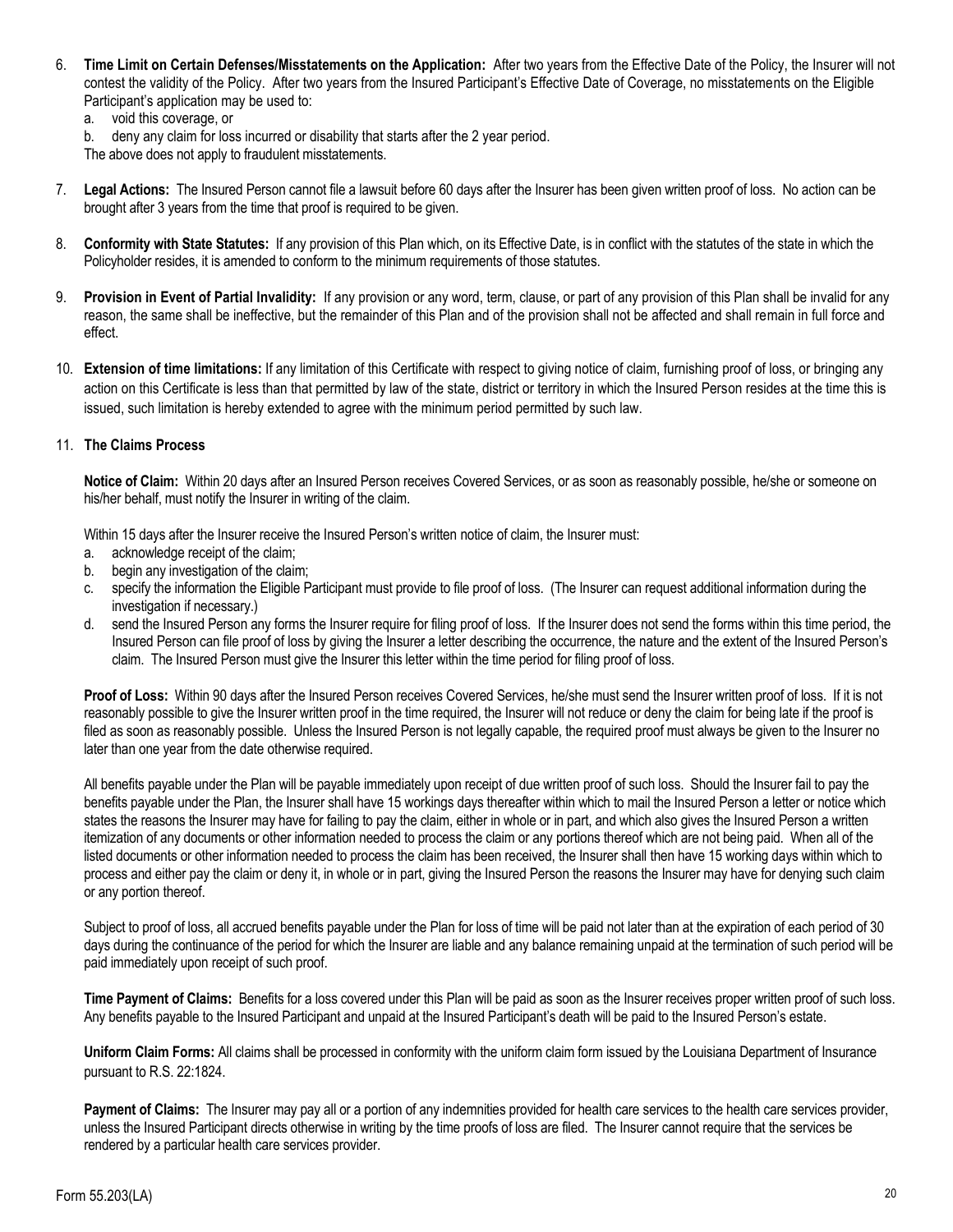6. **Time Limit on Certain Defenses/Misstatements on the Application:** After two years from the Effective Date of the Policy, the Insurer will not contest the validity of the Policy. After two years from the Insured Participant's Effective Date of Coverage, no misstatements on the Eligible Participant's application may be used to:
   a. void this coverage, or
   b. deny any claim for loss incurred or disability that starts after the 2 year period.

   The above does not apply to fraudulent misstatements.

7. **Legal Actions:** The Insured Person cannot file a lawsuit before 60 days after the Insurer has been given written proof of loss. No action can be brought after 3 years from the time that proof is required to be given.

8. **Conformity with State Statutes:** If any provision of this Plan which, on its Effective Date, is in conflict with the statutes of the state in which the Policyholder resides, it is amended to conform to the minimum requirements of those statutes.

9. **Provision in Event of Partial Invalidity:** If any provision or any word, term, clause, or part of any provision of this Plan shall be invalid for any reason, the same shall be ineffective, but the remainder of this Plan and of the provision shall not be affected and shall remain in full force and effect.

10. **Extension of time limitations:** If any limitation of this Certificate with respect to giving notice of claim, furnishing proof of loss, or bringing any action on this Certificate is less than that permitted by law of the state, district or territory in which the Insured Person resides at the time this is issued, such limitation is hereby extended to agree with the minimum period permitted by such law.

11. **The Claims Process**

    **Notice of Claim:** Within 20 days after an Insured Person receives Covered Services, or as soon as reasonably possible, he/she or someone on his/her behalf, must notify the Insurer in writing of the claim.

    Within 15 days after the Insurer receive the Insured Person's written notice of claim, the Insurer must:
    a. acknowledge receipt of the claim;
    b. begin any investigation of the claim;
    c. specify the information the Eligible Participant must provide to file proof of loss. (The Insurer can request additional information during the investigation if necessary.)
    d. send the Insured Person any forms the Insurer require for filing proof of loss. If the Insurer does not send the forms within this time period, the Insured Person can file proof of loss by giving the Insurer a letter describing the occurrence, the nature and the extent of the Insured Person's claim. The Insured Person must give the Insurer this letter within the time period for filing proof of loss.

    **Proof of Loss:** Within 90 days after the Insured Person receives Covered Services, he/she must send the Insurer written proof of loss. If it is not reasonably possible to give the Insurer written proof in the time required, the Insurer will not reduce or deny the claim for being late if the proof is filed as soon as reasonably possible. Unless the Insured Person is not legally capable, the required proof must always be given to the Insurer no later than one year from the date otherwise required.

    All benefits payable under the Plan will be payable immediately upon receipt of due written proof of such loss. Should the Insurer fail to pay the benefits payable under the Plan, the Insurer shall have 15 workings days thereafter within which to mail the Insured Person a letter or notice which states the reasons the Insurer may have for failing to pay the claim, either in whole or in part, and which also gives the Insured Person a written itemization of any documents or other information needed to process the claim or any portions thereof which are not being paid. When all of the listed documents or other information needed to process the claim has been received, the Insurer shall then have 15 working days within which to process and either pay the claim or deny it, in whole or in part, giving the Insured Person the reasons the Insurer may have for denying such claim or any portion thereof.

    Subject to proof of loss, all accrued benefits payable under the Plan for loss of time will be paid not later than at the expiration of each period of 30 days during the continuance of the period for which the Insurer are liable and any balance remaining unpaid at the termination of such period will be paid immediately upon receipt of such proof.

    **Time Payment of Claims:** Benefits for a loss covered under this Plan will be paid as soon as the Insurer receives proper written proof of such loss. Any benefits payable to the Insured Participant and unpaid at the Insured Participant's death will be paid to the Insured Person's estate.

    **Uniform Claim Forms:** All claims shall be processed in conformity with the uniform claim form issued by the Louisiana Department of Insurance pursuant to R.S. 22:1824.

    **Payment of Claims:** The Insurer may pay all or a portion of any indemnities provided for health care services to the health care services provider, unless the Insured Participant directs otherwise in writing by the time proofs of loss are filed. The Insurer cannot require that the services be rendered by a particular health care services provider.

Form 55.203(LA)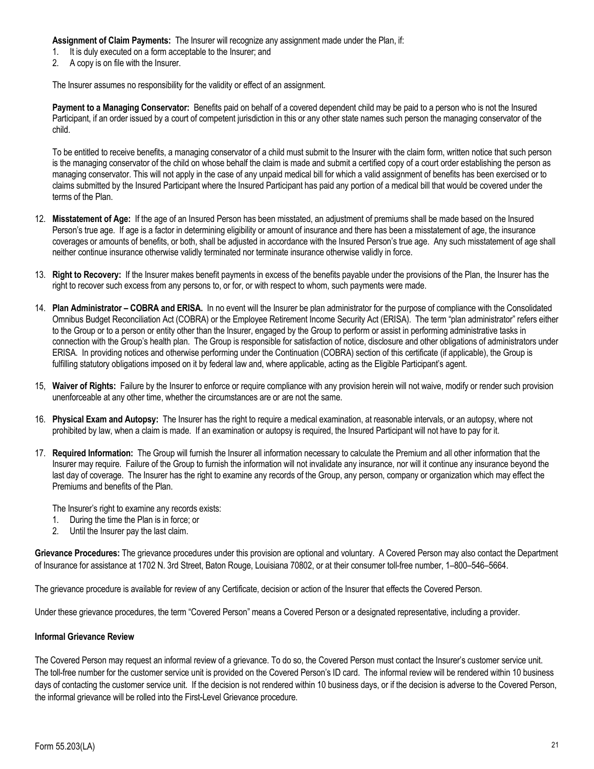**Assignment of Claim Payments:** The Insurer will recognize any assignment made under the Plan, if:

1. It is duly executed on a form acceptable to the Insurer; and
2. A copy is on file with the Insurer.

The Insurer assumes no responsibility for the validity or effect of an assignment.

**Payment to a Managing Conservator:** Benefits paid on behalf of a covered dependent child may be paid to a person who is not the Insured Participant, if an order issued by a court of competent jurisdiction in this or any other state names such person the managing conservator of the child.

To be entitled to receive benefits, a managing conservator of a child must submit to the Insurer with the claim form, written notice that such person is the managing conservator of the child on whose behalf the claim is made and submit a certified copy of a court order establishing the person as managing conservator. This will not apply in the case of any unpaid medical bill for which a valid assignment of benefits has been exercised or to claims submitted by the Insured Participant where the Insured Participant has paid any portion of a medical bill that would be covered under the terms of the Plan.

12. **Misstatement of Age:** If the age of an Insured Person has been misstated, an adjustment of premiums shall be made based on the Insured Person's true age. If age is a factor in determining eligibility or amount of insurance and there has been a misstatement of age, the insurance coverages or amounts of benefits, or both, shall be adjusted in accordance with the Insured Person's true age. Any such misstatement of age shall neither continue insurance otherwise validly terminated nor terminate insurance otherwise validly in force.

13. **Right to Recovery:** If the Insurer makes benefit payments in excess of the benefits payable under the provisions of the Plan, the Insurer has the right to recover such excess from any persons to, or for, or with respect to whom, such payments were made.

14. **Plan Administrator – COBRA and ERISA.** In no event will the Insurer be plan administrator for the purpose of compliance with the Consolidated Omnibus Budget Reconciliation Act (COBRA) or the Employee Retirement Income Security Act (ERISA). The term "plan administrator" refers either to the Group or to a person or entity other than the Insurer, engaged by the Group to perform or assist in performing administrative tasks in connection with the Group's health plan. The Group is responsible for satisfaction of notice, disclosure and other obligations of administrators under ERISA. In providing notices and otherwise performing under the Continuation (COBRA) section of this certificate (if applicable), the Group is fulfilling statutory obligations imposed on it by federal law and, where applicable, acting as the Eligible Participant's agent.

15, **Waiver of Rights:** Failure by the Insurer to enforce or require compliance with any provision herein will not waive, modify or render such provision unenforceable at any other time, whether the circumstances are or are not the same.

16. **Physical Exam and Autopsy:** The Insurer has the right to require a medical examination, at reasonable intervals, or an autopsy, where not prohibited by law, when a claim is made. If an examination or autopsy is required, the Insured Participant will not have to pay for it.

17. **Required Information:** The Group will furnish the Insurer all information necessary to calculate the Premium and all other information that the Insurer may require. Failure of the Group to furnish the information will not invalidate any insurance, nor will it continue any insurance beyond the last day of coverage. The Insurer has the right to examine any records of the Group, any person, company or organization which may effect the Premiums and benefits of the Plan.

    The Insurer's right to examine any records exists:

    1. During the time the Plan is in force; or
    2. Until the Insurer pay the last claim.

**Grievance Procedures:** The grievance procedures under this provision are optional and voluntary. A Covered Person may also contact the Department of Insurance for assistance at 1702 N. 3rd Street, Baton Rouge, Louisiana 70802, or at their consumer toll-free number, 1–800–546–5664.

The grievance procedure is available for review of any Certificate, decision or action of the Insurer that effects the Covered Person.

Under these grievance procedures, the term "Covered Person" means a Covered Person or a designated representative, including a provider.

**Informal Grievance Review**

The Covered Person may request an informal review of a grievance. To do so, the Covered Person must contact the Insurer's customer service unit. The toll-free number for the customer service unit is provided on the Covered Person's ID card. The informal review will be rendered within 10 business days of contacting the customer service unit. If the decision is not rendered within 10 business days, or if the decision is adverse to the Covered Person, the informal grievance will be rolled into the First-Level Grievance procedure.

Form 55.203(LA)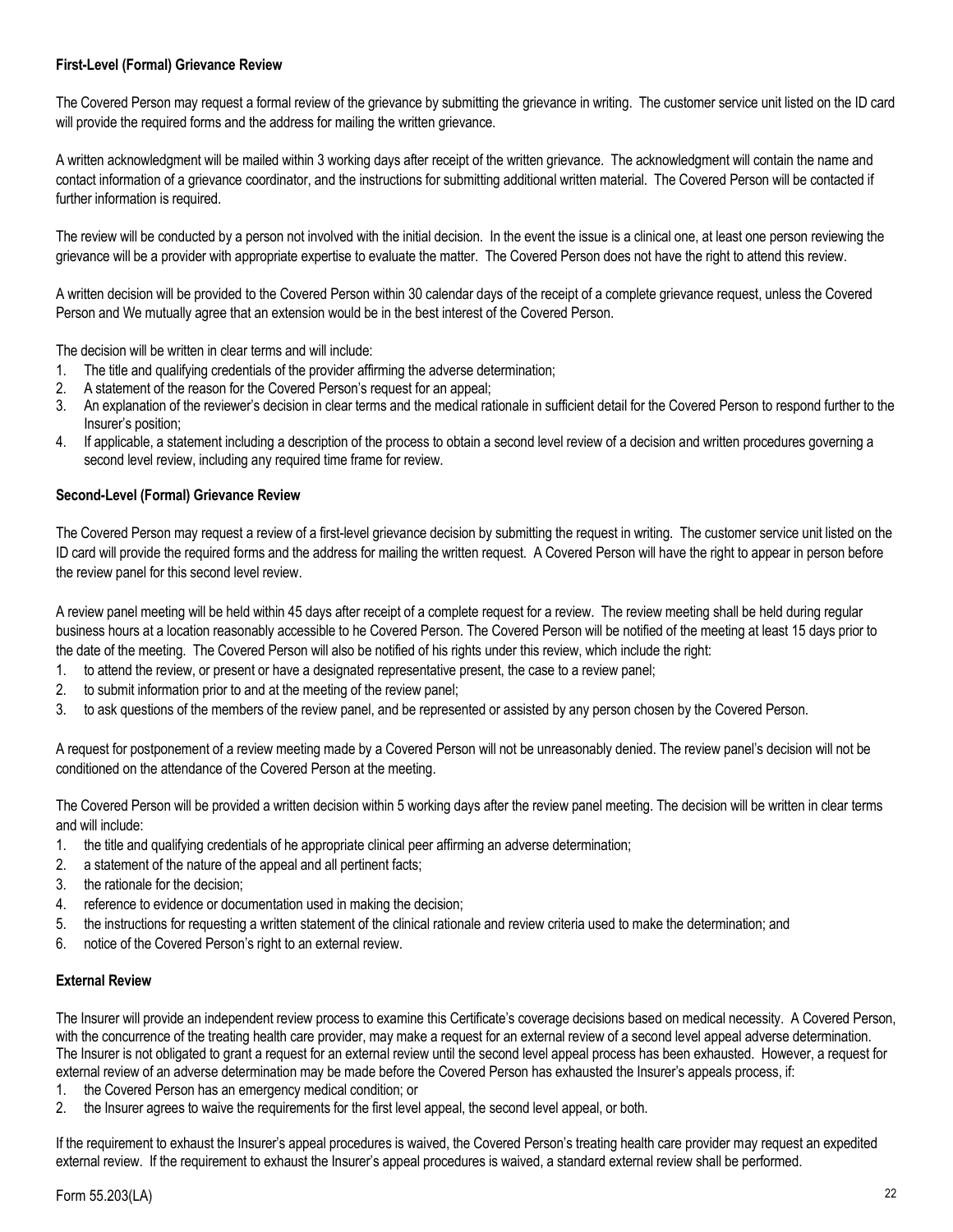**First-Level (Formal) Grievance Review**

The Covered Person may request a formal review of the grievance by submitting the grievance in writing. The customer service unit listed on the ID card will provide the required forms and the address for mailing the written grievance.

A written acknowledgment will be mailed within 3 working days after receipt of the written grievance. The acknowledgment will contain the name and contact information of a grievance coordinator, and the instructions for submitting additional written material. The Covered Person will be contacted if further information is required.

The review will be conducted by a person not involved with the initial decision. In the event the issue is a clinical one, at least one person reviewing the grievance will be a provider with appropriate expertise to evaluate the matter. The Covered Person does not have the right to attend this review.

A written decision will be provided to the Covered Person within 30 calendar days of the receipt of a complete grievance request, unless the Covered Person and We mutually agree that an extension would be in the best interest of the Covered Person.

The decision will be written in clear terms and will include:

1. The title and qualifying credentials of the provider affirming the adverse determination;
2. A statement of the reason for the Covered Person's request for an appeal;
3. An explanation of the reviewer's decision in clear terms and the medical rationale in sufficient detail for the Covered Person to respond further to the Insurer's position;
4. If applicable, a statement including a description of the process to obtain a second level review of a decision and written procedures governing a second level review, including any required time frame for review.

**Second-Level (Formal) Grievance Review**

The Covered Person may request a review of a first-level grievance decision by submitting the request in writing. The customer service unit listed on the ID card will provide the required forms and the address for mailing the written request. A Covered Person will have the right to appear in person before the review panel for this second level review.

A review panel meeting will be held within 45 days after receipt of a complete request for a review. The review meeting shall be held during regular business hours at a location reasonably accessible to he Covered Person. The Covered Person will be notified of the meeting at least 15 days prior to the date of the meeting. The Covered Person will also be notified of his rights under this review, which include the right:

1. to attend the review, or present or have a designated representative present, the case to a review panel;
2. to submit information prior to and at the meeting of the review panel;
3. to ask questions of the members of the review panel, and be represented or assisted by any person chosen by the Covered Person.

A request for postponement of a review meeting made by a Covered Person will not be unreasonably denied. The review panel's decision will not be conditioned on the attendance of the Covered Person at the meeting.

The Covered Person will be provided a written decision within 5 working days after the review panel meeting. The decision will be written in clear terms and will include:

1. the title and qualifying credentials of he appropriate clinical peer affirming an adverse determination;
2. a statement of the nature of the appeal and all pertinent facts;
3. the rationale for the decision;
4. reference to evidence or documentation used in making the decision;
5. the instructions for requesting a written statement of the clinical rationale and review criteria used to make the determination; and
6. notice of the Covered Person's right to an external review.

**External Review**

The Insurer will provide an independent review process to examine this Certificate's coverage decisions based on medical necessity. A Covered Person, with the concurrence of the treating health care provider, may make a request for an external review of a second level appeal adverse determination. The Insurer is not obligated to grant a request for an external review until the second level appeal process has been exhausted. However, a request for external review of an adverse determination may be made before the Covered Person has exhausted the Insurer's appeals process, if:

1. the Covered Person has an emergency medical condition; or
2. the Insurer agrees to waive the requirements for the first level appeal, the second level appeal, or both.

If the requirement to exhaust the Insurer's appeal procedures is waived, the Covered Person's treating health care provider may request an expedited external review. If the requirement to exhaust the Insurer's appeal procedures is waived, a standard external review shall be performed.

Form 55.203(LA)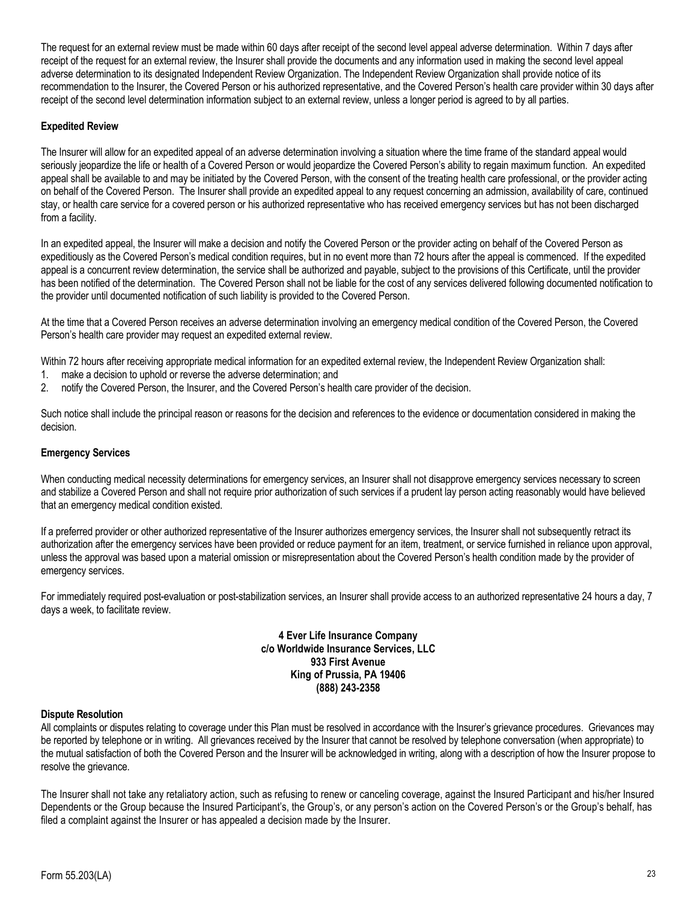The request for an external review must be made within 60 days after receipt of the second level appeal adverse determination. Within 7 days after receipt of the request for an external review, the Insurer shall provide the documents and any information used in making the second level appeal adverse determination to its designated Independent Review Organization. The Independent Review Organization shall provide notice of its recommendation to the Insurer, the Covered Person or his authorized representative, and the Covered Person's health care provider within 30 days after receipt of the second level determination information subject to an external review, unless a longer period is agreed to by all parties.

### Expedited Review

The Insurer will allow for an expedited appeal of an adverse determination involving a situation where the time frame of the standard appeal would seriously jeopardize the life or health of a Covered Person or would jeopardize the Covered Person's ability to regain maximum function. An expedited appeal shall be available to and may be initiated by the Covered Person, with the consent of the treating health care professional, or the provider acting on behalf of the Covered Person. The Insurer shall provide an expedited appeal to any request concerning an admission, availability of care, continued stay, or health care service for a covered person or his authorized representative who has received emergency services but has not been discharged from a facility.

In an expedited appeal, the Insurer will make a decision and notify the Covered Person or the provider acting on behalf of the Covered Person as expeditiously as the Covered Person's medical condition requires, but in no event more than 72 hours after the appeal is commenced. If the expedited appeal is a concurrent review determination, the service shall be authorized and payable, subject to the provisions of this Certificate, until the provider has been notified of the determination. The Covered Person shall not be liable for the cost of any services delivered following documented notification to the provider until documented notification of such liability is provided to the Covered Person.

At the time that a Covered Person receives an adverse determination involving an emergency medical condition of the Covered Person, the Covered Person's health care provider may request an expedited external review.

Within 72 hours after receiving appropriate medical information for an expedited external review, the Independent Review Organization shall:

1. make a decision to uphold or reverse the adverse determination; and
2. notify the Covered Person, the Insurer, and the Covered Person's health care provider of the decision.

Such notice shall include the principal reason or reasons for the decision and references to the evidence or documentation considered in making the decision.

### Emergency Services

When conducting medical necessity determinations for emergency services, an Insurer shall not disapprove emergency services necessary to screen and stabilize a Covered Person and shall not require prior authorization of such services if a prudent lay person acting reasonably would have believed that an emergency medical condition existed.

If a preferred provider or other authorized representative of the Insurer authorizes emergency services, the Insurer shall not subsequently retract its authorization after the emergency services have been provided or reduce payment for an item, treatment, or service furnished in reliance upon approval, unless the approval was based upon a material omission or misrepresentation about the Covered Person's health condition made by the provider of emergency services.

For immediately required post-evaluation or post-stabilization services, an Insurer shall provide access to an authorized representative 24 hours a day, 7 days a week, to facilitate review.

**4 Ever Life Insurance Company**
**c/o Worldwide Insurance Services, LLC**
**933 First Avenue**
**King of Prussia, PA 19406**
**(888) 243-2358**

### Dispute Resolution

All complaints or disputes relating to coverage under this Plan must be resolved in accordance with the Insurer's grievance procedures. Grievances may be reported by telephone or in writing. All grievances received by the Insurer that cannot be resolved by telephone conversation (when appropriate) to the mutual satisfaction of both the Covered Person and the Insurer will be acknowledged in writing, along with a description of how the Insurer propose to resolve the grievance.

The Insurer shall not take any retaliatory action, such as refusing to renew or canceling coverage, against the Insured Participant and his/her Insured Dependents or the Group because the Insured Participant's, the Group's, or any person's action on the Covered Person's or the Group's behalf, has filed a complaint against the Insurer or has appealed a decision made by the Insurer.

Form 55.203(LA)